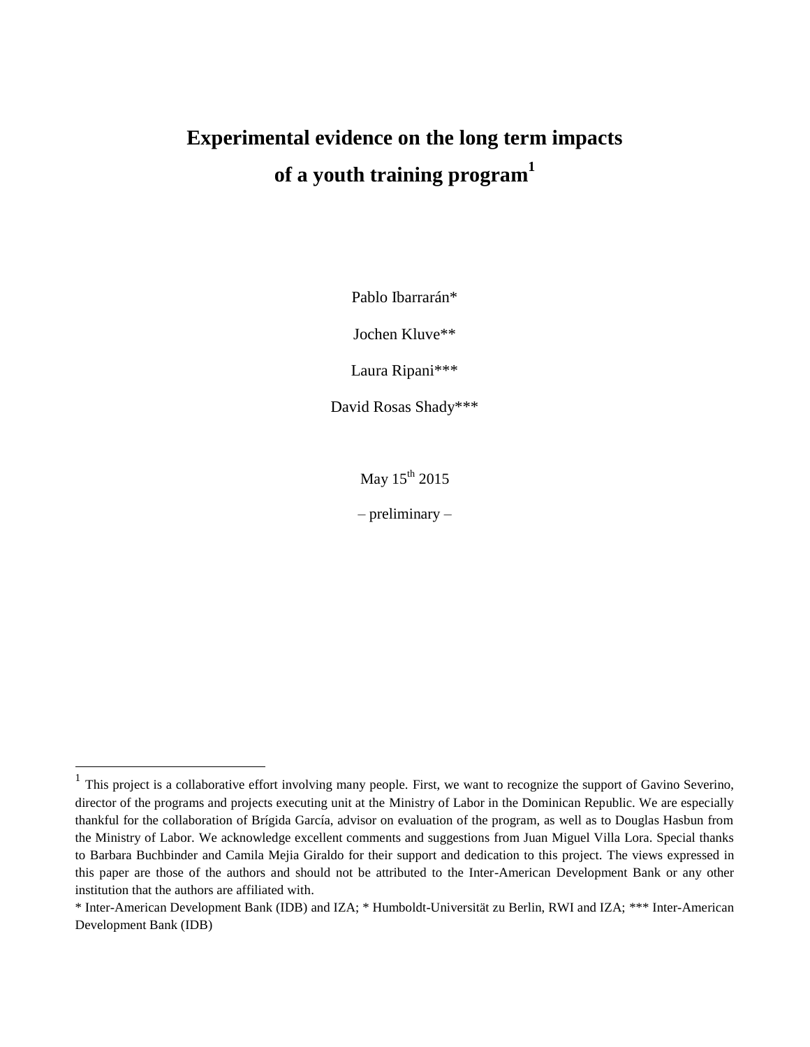# Experimental evidence on the long term impacts of a youth training program[1]

Pablo Ibarrarán*

Jochen Kluve**

Laura Ripani***

David Rosas Shady***

May 15th 2015

– preliminary –

---

[1] This project is a collaborative effort involving many people. First, we want to recognize the support of Gavino Severino, director of the programs and projects executing unit at the Ministry of Labor in the Dominican Republic. We are especially thankful for the collaboration of Brígida García, advisor on evaluation of the program, as well as to Douglas Hasbun from the Ministry of Labor. We acknowledge excellent comments and suggestions from Juan Miguel Villa Lora. Special thanks to Barbara Buchbinder and Camila Mejia Giraldo for their support and dedication to this project. The views expressed in this paper are those of the authors and should not be attributed to the Inter-American Development Bank or any other institution that the authors are affiliated with.

* Inter-American Development Bank (IDB) and IZA; * Humboldt-Universität zu Berlin, RWI and IZA; *** Inter-American Development Bank (IDB)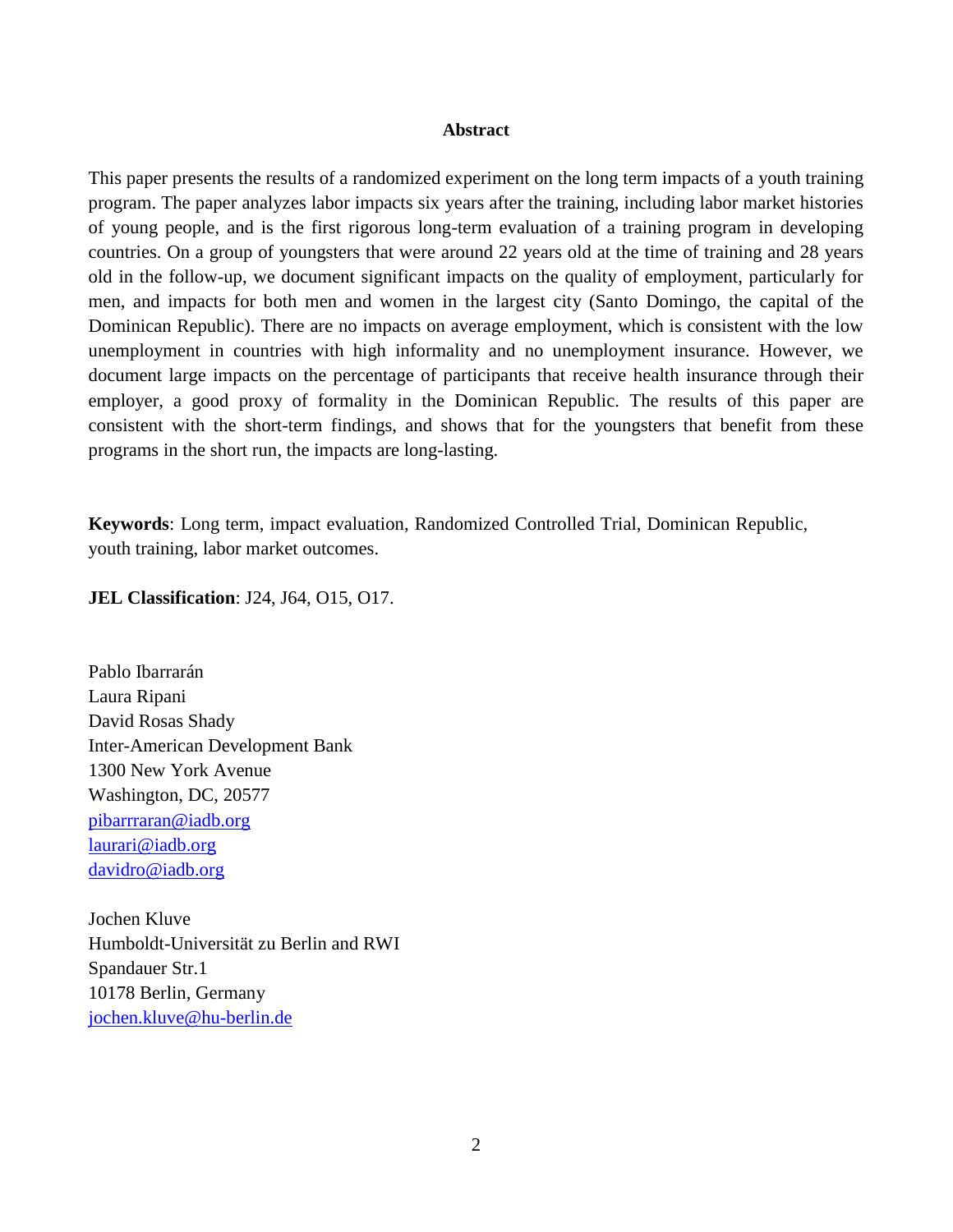**Abstract**

This paper presents the results of a randomized experiment on the long term impacts of a youth training program. The paper analyzes labor impacts six years after the training, including labor market histories of young people, and is the first rigorous long-term evaluation of a training program in developing countries. On a group of youngsters that were around 22 years old at the time of training and 28 years old in the follow-up, we document significant impacts on the quality of employment, particularly for men, and impacts for both men and women in the largest city (Santo Domingo, the capital of the Dominican Republic). There are no impacts on average employment, which is consistent with the low unemployment in countries with high informality and no unemployment insurance. However, we document large impacts on the percentage of participants that receive health insurance through their employer, a good proxy of formality in the Dominican Republic. The results of this paper are consistent with the short-term findings, and shows that for the youngsters that benefit from these programs in the short run, the impacts are long-lasting.

**Keywords**: Long term, impact evaluation, Randomized Controlled Trial, Dominican Republic, youth training, labor market outcomes.

**JEL Classification**: J24, J64, O15, O17.

Pablo Ibarrarán
Laura Ripani
David Rosas Shady
Inter-American Development Bank
1300 New York Avenue
Washington, DC, 20577
pibarrraran@iadb.org
laurari@iadb.org
davidro@iadb.org

Jochen Kluve
Humboldt-Universität zu Berlin and RWI
Spandauer Str.1
10178 Berlin, Germany
jochen.kluve@hu-berlin.de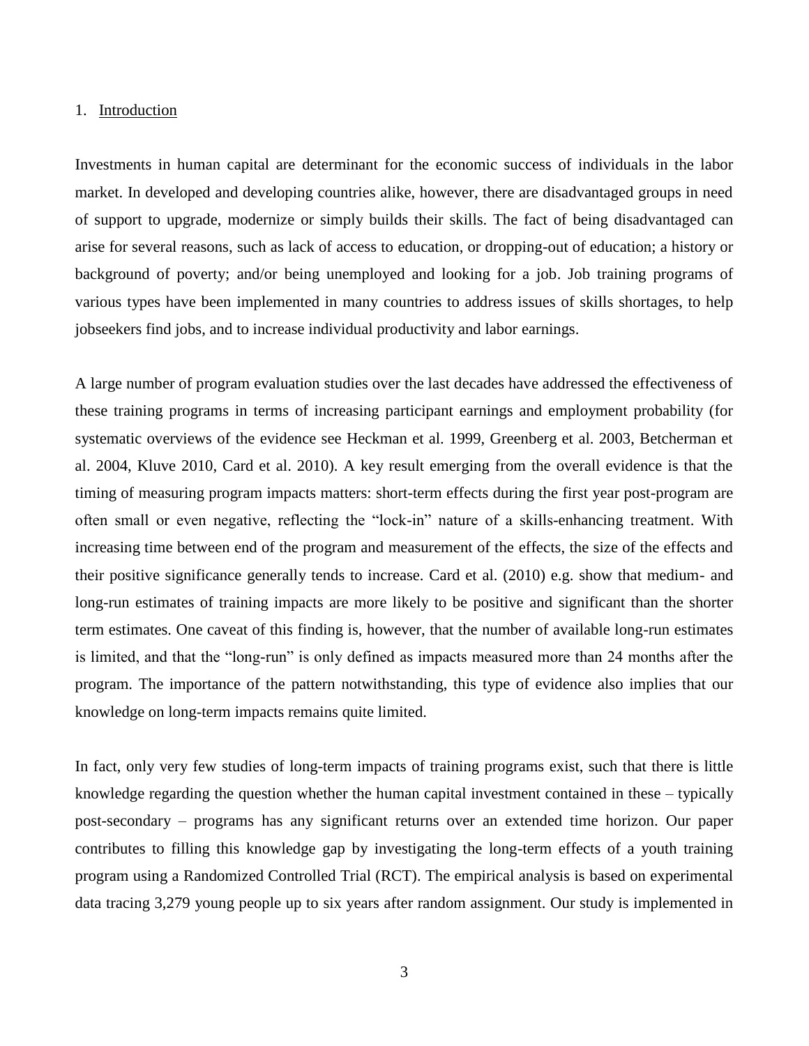## 1. Introduction

Investments in human capital are determinant for the economic success of individuals in the labor market. In developed and developing countries alike, however, there are disadvantaged groups in need of support to upgrade, modernize or simply builds their skills. The fact of being disadvantaged can arise for several reasons, such as lack of access to education, or dropping-out of education; a history or background of poverty; and/or being unemployed and looking for a job. Job training programs of various types have been implemented in many countries to address issues of skills shortages, to help jobseekers find jobs, and to increase individual productivity and labor earnings.

A large number of program evaluation studies over the last decades have addressed the effectiveness of these training programs in terms of increasing participant earnings and employment probability (for systematic overviews of the evidence see Heckman et al. 1999, Greenberg et al. 2003, Betcherman et al. 2004, Kluve 2010, Card et al. 2010). A key result emerging from the overall evidence is that the timing of measuring program impacts matters: short-term effects during the first year post-program are often small or even negative, reflecting the "lock-in" nature of a skills-enhancing treatment. With increasing time between end of the program and measurement of the effects, the size of the effects and their positive significance generally tends to increase. Card et al. (2010) e.g. show that medium- and long-run estimates of training impacts are more likely to be positive and significant than the shorter term estimates. One caveat of this finding is, however, that the number of available long-run estimates is limited, and that the "long-run" is only defined as impacts measured more than 24 months after the program. The importance of the pattern notwithstanding, this type of evidence also implies that our knowledge on long-term impacts remains quite limited.

In fact, only very few studies of long-term impacts of training programs exist, such that there is little knowledge regarding the question whether the human capital investment contained in these – typically post-secondary – programs has any significant returns over an extended time horizon. Our paper contributes to filling this knowledge gap by investigating the long-term effects of a youth training program using a Randomized Controlled Trial (RCT). The empirical analysis is based on experimental data tracing 3,279 young people up to six years after random assignment. Our study is implemented in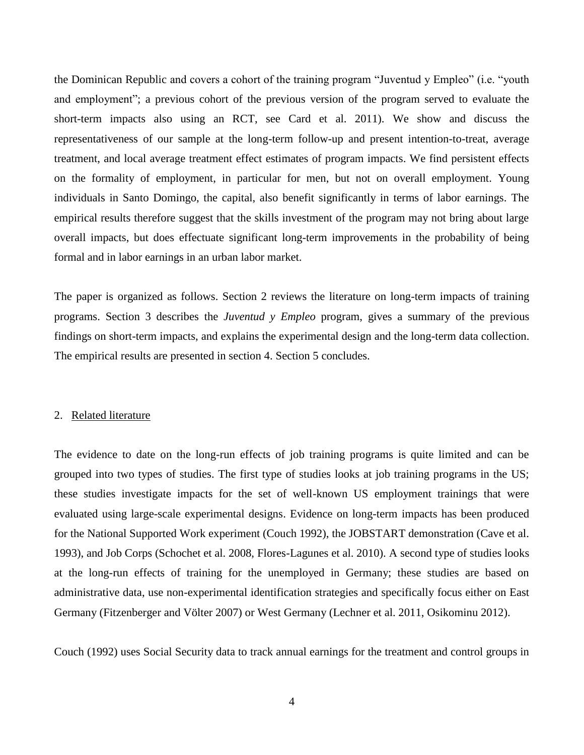the Dominican Republic and covers a cohort of the training program "Juventud y Empleo" (i.e. "youth and employment"; a previous cohort of the previous version of the program served to evaluate the short-term impacts also using an RCT, see Card et al. 2011). We show and discuss the representativeness of our sample at the long-term follow-up and present intention-to-treat, average treatment, and local average treatment effect estimates of program impacts. We find persistent effects on the formality of employment, in particular for men, but not on overall employment. Young individuals in Santo Domingo, the capital, also benefit significantly in terms of labor earnings. The empirical results therefore suggest that the skills investment of the program may not bring about large overall impacts, but does effectuate significant long-term improvements in the probability of being formal and in labor earnings in an urban labor market.

The paper is organized as follows. Section 2 reviews the literature on long-term impacts of training programs. Section 3 describes the *Juventud y Empleo* program, gives a summary of the previous findings on short-term impacts, and explains the experimental design and the long-term data collection. The empirical results are presented in section 4. Section 5 concludes.

## 2. Related literature

The evidence to date on the long-run effects of job training programs is quite limited and can be grouped into two types of studies. The first type of studies looks at job training programs in the US; these studies investigate impacts for the set of well-known US employment trainings that were evaluated using large-scale experimental designs. Evidence on long-term impacts has been produced for the National Supported Work experiment (Couch 1992), the JOBSTART demonstration (Cave et al. 1993), and Job Corps (Schochet et al. 2008, Flores-Lagunes et al. 2010). A second type of studies looks at the long-run effects of training for the unemployed in Germany; these studies are based on administrative data, use non-experimental identification strategies and specifically focus either on East Germany (Fitzenberger and Völter 2007) or West Germany (Lechner et al. 2011, Osikominu 2012).

Couch (1992) uses Social Security data to track annual earnings for the treatment and control groups in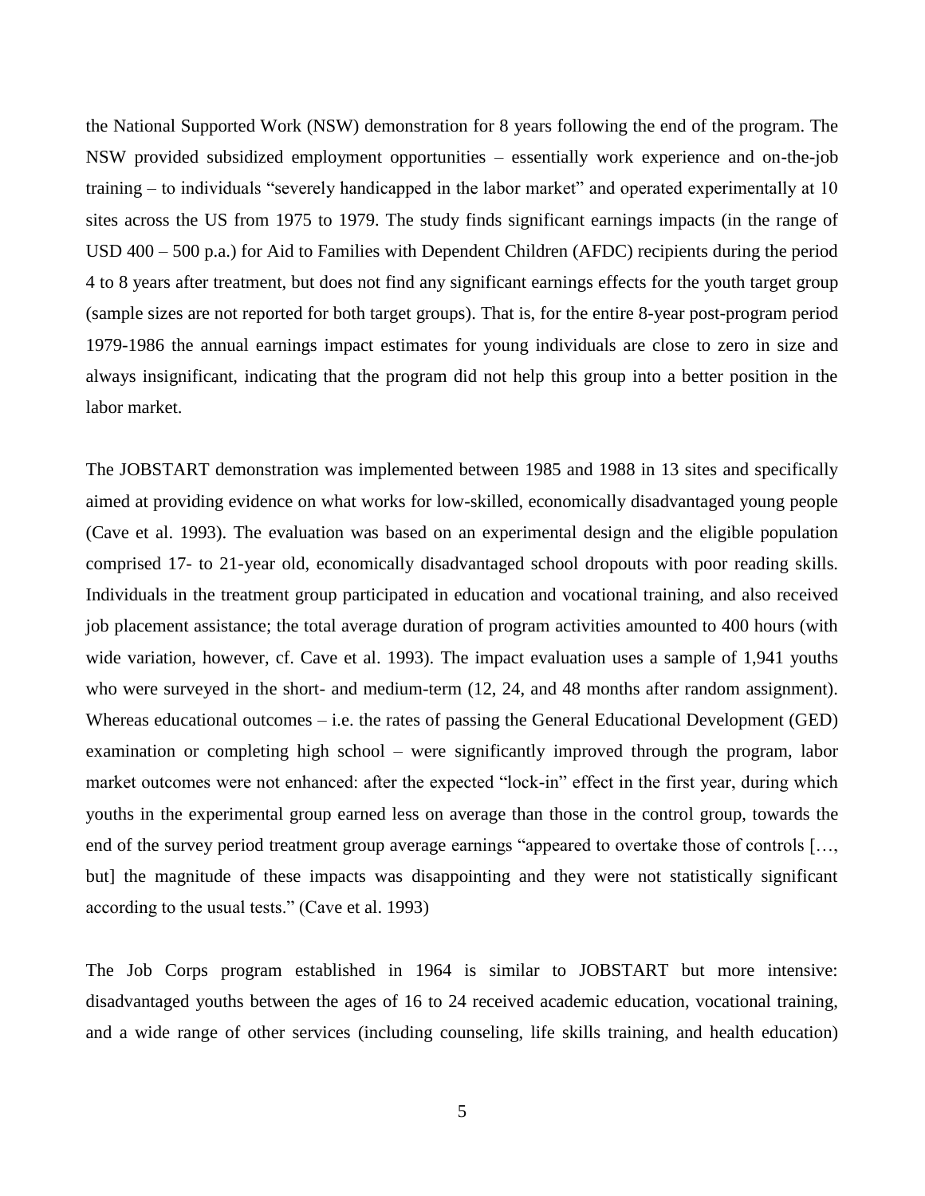the National Supported Work (NSW) demonstration for 8 years following the end of the program. The NSW provided subsidized employment opportunities – essentially work experience and on-the-job training – to individuals "severely handicapped in the labor market" and operated experimentally at 10 sites across the US from 1975 to 1979. The study finds significant earnings impacts (in the range of USD 400 – 500 p.a.) for Aid to Families with Dependent Children (AFDC) recipients during the period 4 to 8 years after treatment, but does not find any significant earnings effects for the youth target group (sample sizes are not reported for both target groups). That is, for the entire 8-year post-program period 1979-1986 the annual earnings impact estimates for young individuals are close to zero in size and always insignificant, indicating that the program did not help this group into a better position in the labor market.

The JOBSTART demonstration was implemented between 1985 and 1988 in 13 sites and specifically aimed at providing evidence on what works for low-skilled, economically disadvantaged young people (Cave et al. 1993). The evaluation was based on an experimental design and the eligible population comprised 17- to 21-year old, economically disadvantaged school dropouts with poor reading skills. Individuals in the treatment group participated in education and vocational training, and also received job placement assistance; the total average duration of program activities amounted to 400 hours (with wide variation, however, cf. Cave et al. 1993). The impact evaluation uses a sample of 1,941 youths who were surveyed in the short- and medium-term (12, 24, and 48 months after random assignment). Whereas educational outcomes – i.e. the rates of passing the General Educational Development (GED) examination or completing high school – were significantly improved through the program, labor market outcomes were not enhanced: after the expected "lock-in" effect in the first year, during which youths in the experimental group earned less on average than those in the control group, towards the end of the survey period treatment group average earnings "appeared to overtake those of controls […, but] the magnitude of these impacts was disappointing and they were not statistically significant according to the usual tests." (Cave et al. 1993)

The Job Corps program established in 1964 is similar to JOBSTART but more intensive: disadvantaged youths between the ages of 16 to 24 received academic education, vocational training, and a wide range of other services (including counseling, life skills training, and health education)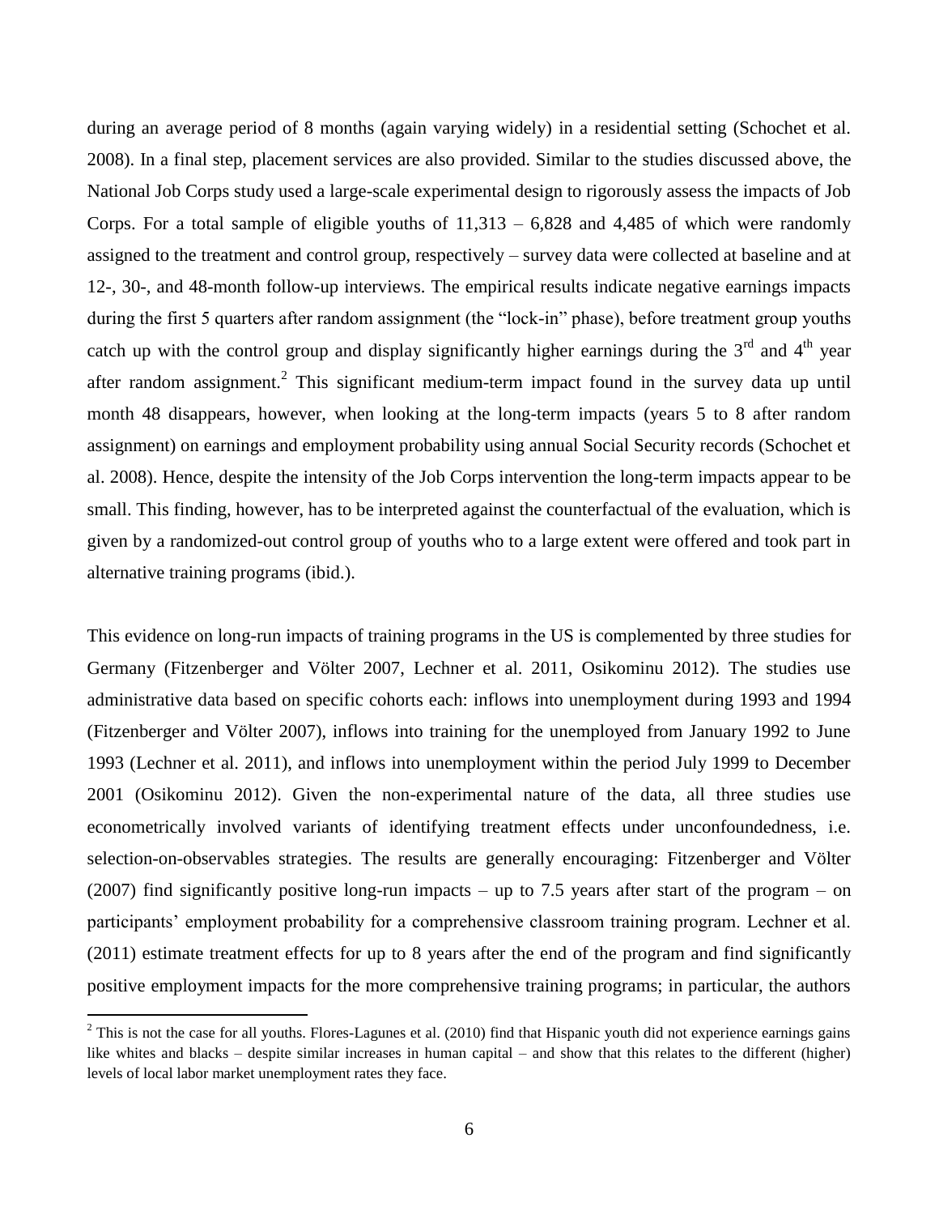during an average period of 8 months (again varying widely) in a residential setting (Schochet et al. 2008). In a final step, placement services are also provided. Similar to the studies discussed above, the National Job Corps study used a large-scale experimental design to rigorously assess the impacts of Job Corps. For a total sample of eligible youths of 11,313 – 6,828 and 4,485 of which were randomly assigned to the treatment and control group, respectively – survey data were collected at baseline and at 12-, 30-, and 48-month follow-up interviews. The empirical results indicate negative earnings impacts during the first 5 quarters after random assignment (the "lock-in" phase), before treatment group youths catch up with the control group and display significantly higher earnings during the 3rd and 4th year after random assignment.[2] This significant medium-term impact found in the survey data up until month 48 disappears, however, when looking at the long-term impacts (years 5 to 8 after random assignment) on earnings and employment probability using annual Social Security records (Schochet et al. 2008). Hence, despite the intensity of the Job Corps intervention the long-term impacts appear to be small. This finding, however, has to be interpreted against the counterfactual of the evaluation, which is given by a randomized-out control group of youths who to a large extent were offered and took part in alternative training programs (ibid.).

This evidence on long-run impacts of training programs in the US is complemented by three studies for Germany (Fitzenberger and Völter 2007, Lechner et al. 2011, Osikominu 2012). The studies use administrative data based on specific cohorts each: inflows into unemployment during 1993 and 1994 (Fitzenberger and Völter 2007), inflows into training for the unemployed from January 1992 to June 1993 (Lechner et al. 2011), and inflows into unemployment within the period July 1999 to December 2001 (Osikominu 2012). Given the non-experimental nature of the data, all three studies use econometrically involved variants of identifying treatment effects under unconfoundedness, i.e. selection-on-observables strategies. The results are generally encouraging: Fitzenberger and Völter (2007) find significantly positive long-run impacts – up to 7.5 years after start of the program – on participants' employment probability for a comprehensive classroom training program. Lechner et al. (2011) estimate treatment effects for up to 8 years after the end of the program and find significantly positive employment impacts for the more comprehensive training programs; in particular, the authors

[2] This is not the case for all youths. Flores-Lagunes et al. (2010) find that Hispanic youth did not experience earnings gains like whites and blacks – despite similar increases in human capital – and show that this relates to the different (higher) levels of local labor market unemployment rates they face.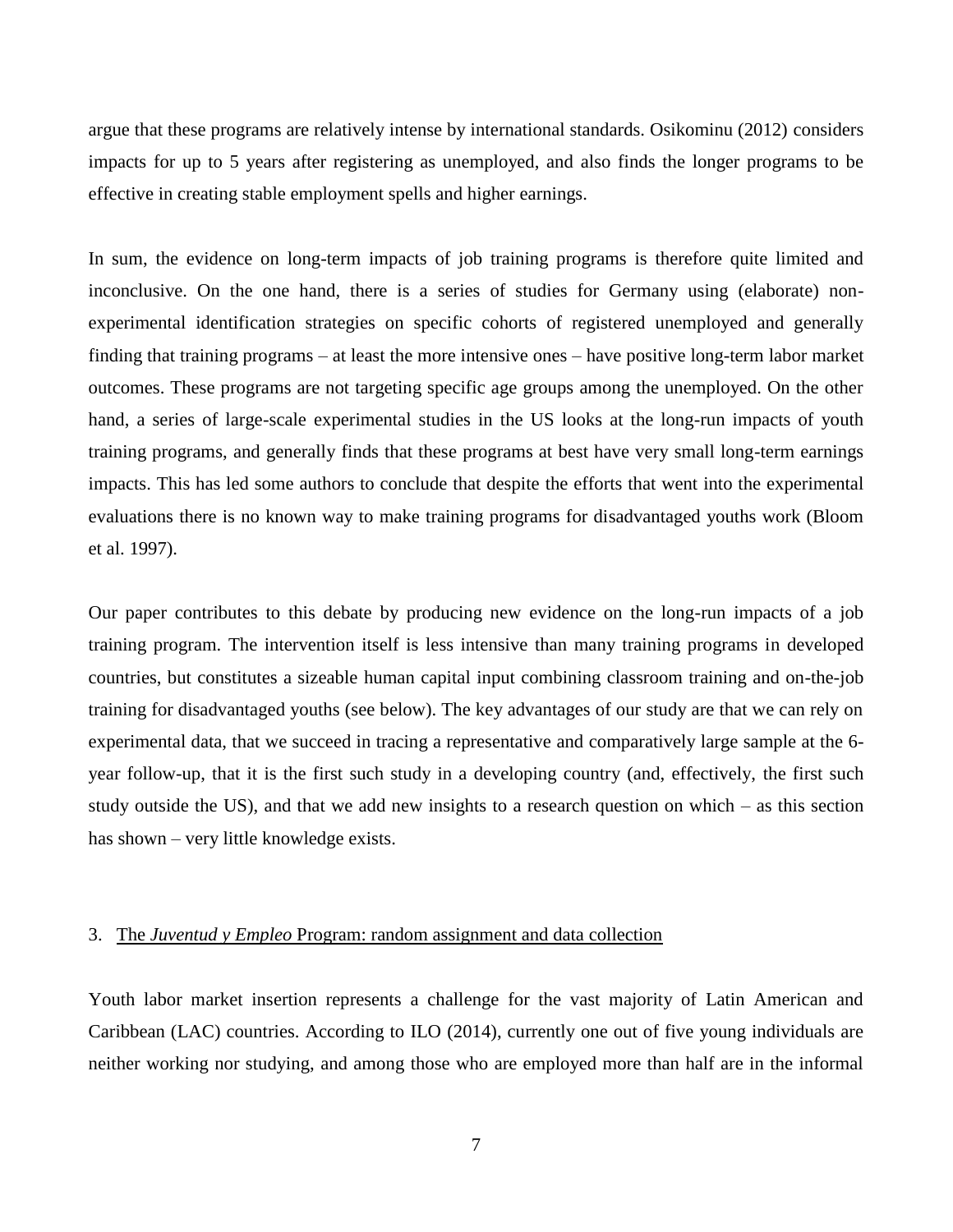argue that these programs are relatively intense by international standards. Osikominu (2012) considers impacts for up to 5 years after registering as unemployed, and also finds the longer programs to be effective in creating stable employment spells and higher earnings.

In sum, the evidence on long-term impacts of job training programs is therefore quite limited and inconclusive. On the one hand, there is a series of studies for Germany using (elaborate) non-experimental identification strategies on specific cohorts of registered unemployed and generally finding that training programs – at least the more intensive ones – have positive long-term labor market outcomes. These programs are not targeting specific age groups among the unemployed. On the other hand, a series of large-scale experimental studies in the US looks at the long-run impacts of youth training programs, and generally finds that these programs at best have very small long-term earnings impacts. This has led some authors to conclude that despite the efforts that went into the experimental evaluations there is no known way to make training programs for disadvantaged youths work (Bloom et al. 1997).

Our paper contributes to this debate by producing new evidence on the long-run impacts of a job training program. The intervention itself is less intensive than many training programs in developed countries, but constitutes a sizeable human capital input combining classroom training and on-the-job training for disadvantaged youths (see below). The key advantages of our study are that we can rely on experimental data, that we succeed in tracing a representative and comparatively large sample at the 6-year follow-up, that it is the first such study in a developing country (and, effectively, the first such study outside the US), and that we add new insights to a research question on which – as this section has shown – very little knowledge exists.

## 3. The *Juventud y Empleo* Program: random assignment and data collection

Youth labor market insertion represents a challenge for the vast majority of Latin American and Caribbean (LAC) countries. According to ILO (2014), currently one out of five young individuals are neither working nor studying, and among those who are employed more than half are in the informal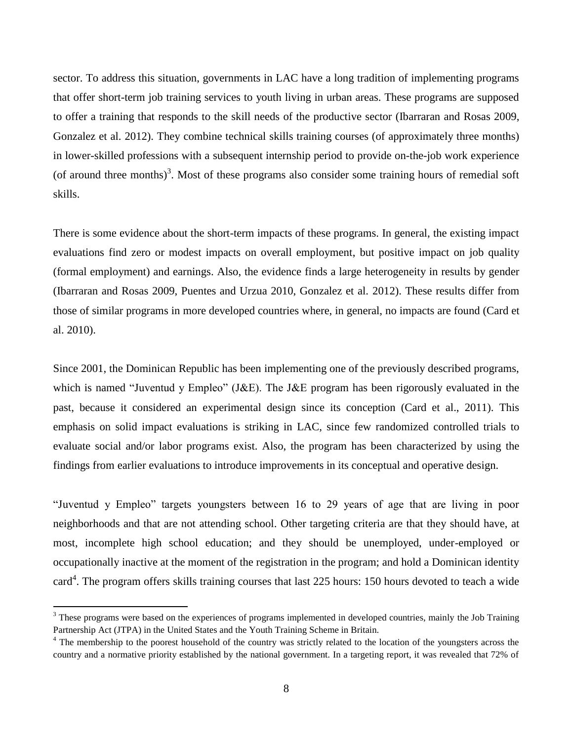sector. To address this situation, governments in LAC have a long tradition of implementing programs that offer short-term job training services to youth living in urban areas. These programs are supposed to offer a training that responds to the skill needs of the productive sector (Ibarraran and Rosas 2009, Gonzalez et al. 2012). They combine technical skills training courses (of approximately three months) in lower-skilled professions with a subsequent internship period to provide on-the-job work experience (of around three months)[3]. Most of these programs also consider some training hours of remedial soft skills.

There is some evidence about the short-term impacts of these programs. In general, the existing impact evaluations find zero or modest impacts on overall employment, but positive impact on job quality (formal employment) and earnings. Also, the evidence finds a large heterogeneity in results by gender (Ibarraran and Rosas 2009, Puentes and Urzua 2010, Gonzalez et al. 2012). These results differ from those of similar programs in more developed countries where, in general, no impacts are found (Card et al. 2010).

Since 2001, the Dominican Republic has been implementing one of the previously described programs, which is named "Juventud y Empleo" (J&E). The J&E program has been rigorously evaluated in the past, because it considered an experimental design since its conception (Card et al., 2011). This emphasis on solid impact evaluations is striking in LAC, since few randomized controlled trials to evaluate social and/or labor programs exist. Also, the program has been characterized by using the findings from earlier evaluations to introduce improvements in its conceptual and operative design.

"Juventud y Empleo" targets youngsters between 16 to 29 years of age that are living in poor neighborhoods and that are not attending school. Other targeting criteria are that they should have, at most, incomplete high school education; and they should be unemployed, under-employed or occupationally inactive at the moment of the registration in the program; and hold a Dominican identity card[4]. The program offers skills training courses that last 225 hours: 150 hours devoted to teach a wide

[3] These programs were based on the experiences of programs implemented in developed countries, mainly the Job Training Partnership Act (JTPA) in the United States and the Youth Training Scheme in Britain.

[4] The membership to the poorest household of the country was strictly related to the location of the youngsters across the country and a normative priority established by the national government. In a targeting report, it was revealed that 72% of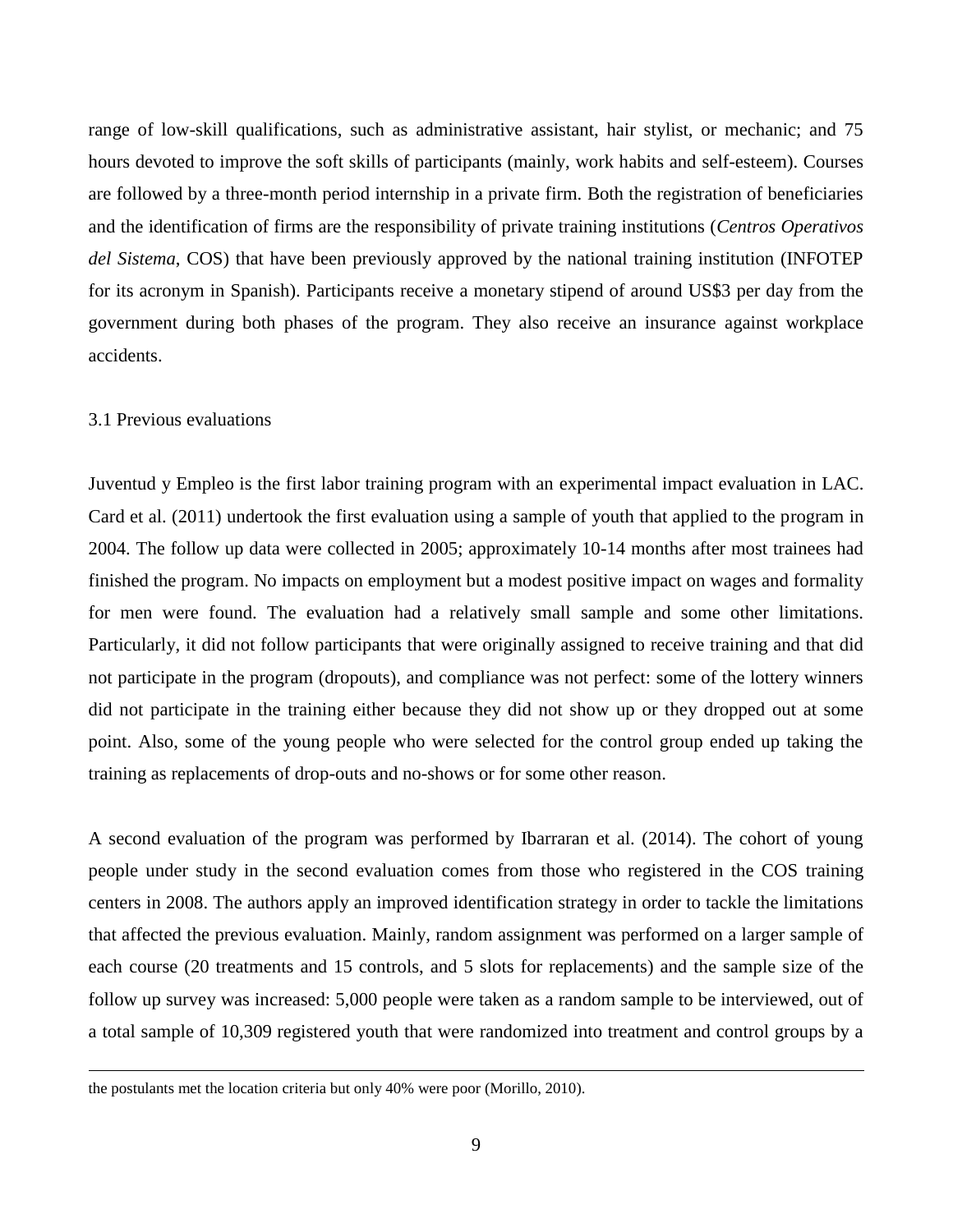range of low-skill qualifications, such as administrative assistant, hair stylist, or mechanic; and 75 hours devoted to improve the soft skills of participants (mainly, work habits and self-esteem). Courses are followed by a three-month period internship in a private firm. Both the registration of beneficiaries and the identification of firms are the responsibility of private training institutions (*Centros Operativos del Sistema*, COS) that have been previously approved by the national training institution (INFOTEP for its acronym in Spanish). Participants receive a monetary stipend of around US$3 per day from the government during both phases of the program. They also receive an insurance against workplace accidents.

### 3.1 Previous evaluations

Juventud y Empleo is the first labor training program with an experimental impact evaluation in LAC. Card et al. (2011) undertook the first evaluation using a sample of youth that applied to the program in 2004. The follow up data were collected in 2005; approximately 10-14 months after most trainees had finished the program. No impacts on employment but a modest positive impact on wages and formality for men were found. The evaluation had a relatively small sample and some other limitations. Particularly, it did not follow participants that were originally assigned to receive training and that did not participate in the program (dropouts), and compliance was not perfect: some of the lottery winners did not participate in the training either because they did not show up or they dropped out at some point. Also, some of the young people who were selected for the control group ended up taking the training as replacements of drop-outs and no-shows or for some other reason.

A second evaluation of the program was performed by Ibarraran et al. (2014). The cohort of young people under study in the second evaluation comes from those who registered in the COS training centers in 2008. The authors apply an improved identification strategy in order to tackle the limitations that affected the previous evaluation. Mainly, random assignment was performed on a larger sample of each course (20 treatments and 15 controls, and 5 slots for replacements) and the sample size of the follow up survey was increased: 5,000 people were taken as a random sample to be interviewed, out of a total sample of 10,309 registered youth that were randomized into treatment and control groups by a

---

the postulants met the location criteria but only 40% were poor (Morillo, 2010).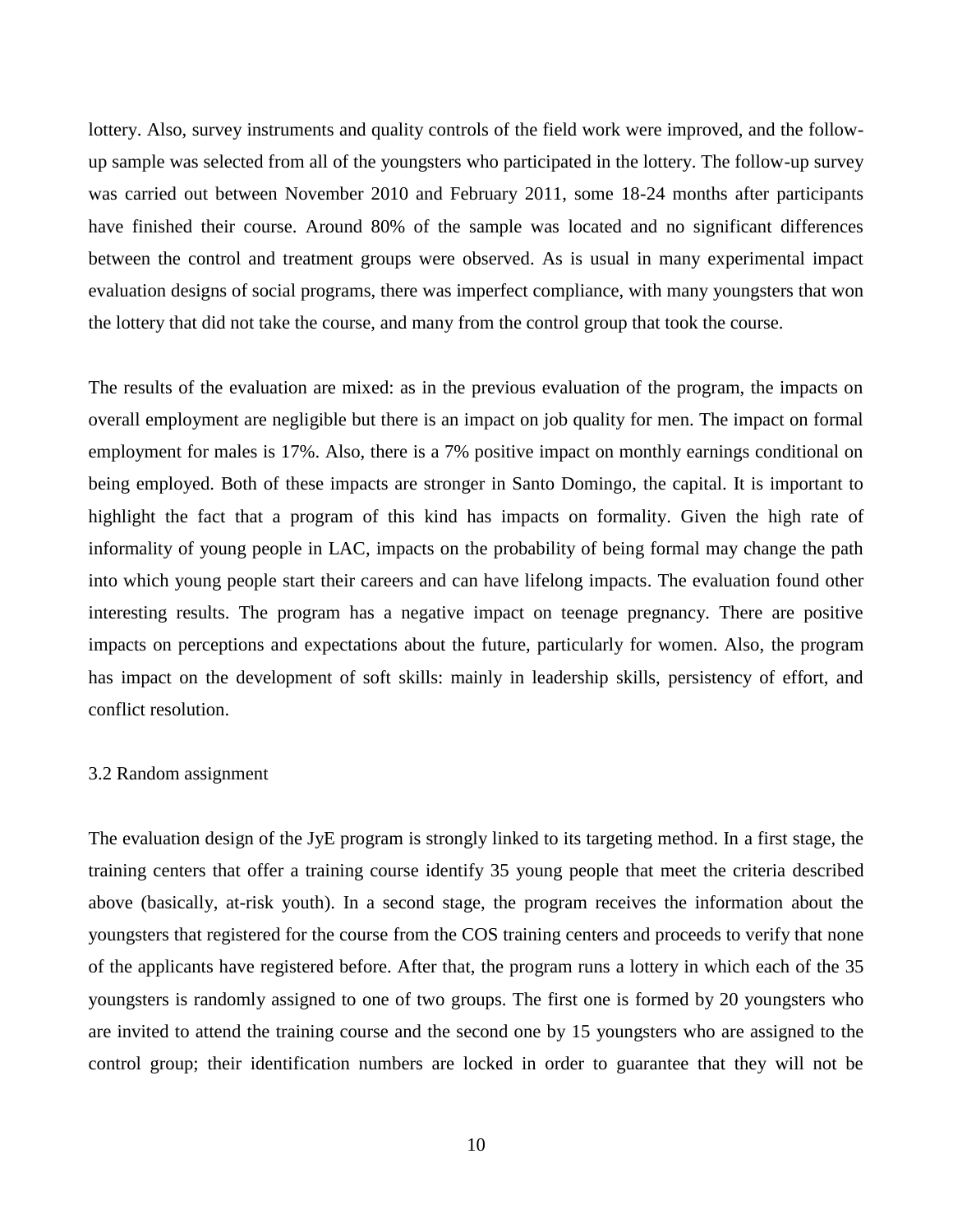lottery. Also, survey instruments and quality controls of the field work were improved, and the follow-up sample was selected from all of the youngsters who participated in the lottery. The follow-up survey was carried out between November 2010 and February 2011, some 18-24 months after participants have finished their course. Around 80% of the sample was located and no significant differences between the control and treatment groups were observed. As is usual in many experimental impact evaluation designs of social programs, there was imperfect compliance, with many youngsters that won the lottery that did not take the course, and many from the control group that took the course.

The results of the evaluation are mixed: as in the previous evaluation of the program, the impacts on overall employment are negligible but there is an impact on job quality for men. The impact on formal employment for males is 17%. Also, there is a 7% positive impact on monthly earnings conditional on being employed. Both of these impacts are stronger in Santo Domingo, the capital. It is important to highlight the fact that a program of this kind has impacts on formality. Given the high rate of informality of young people in LAC, impacts on the probability of being formal may change the path into which young people start their careers and can have lifelong impacts. The evaluation found other interesting results. The program has a negative impact on teenage pregnancy. There are positive impacts on perceptions and expectations about the future, particularly for women. Also, the program has impact on the development of soft skills: mainly in leadership skills, persistency of effort, and conflict resolution.

### 3.2 Random assignment

The evaluation design of the JyE program is strongly linked to its targeting method. In a first stage, the training centers that offer a training course identify 35 young people that meet the criteria described above (basically, at-risk youth). In a second stage, the program receives the information about the youngsters that registered for the course from the COS training centers and proceeds to verify that none of the applicants have registered before. After that, the program runs a lottery in which each of the 35 youngsters is randomly assigned to one of two groups. The first one is formed by 20 youngsters who are invited to attend the training course and the second one by 15 youngsters who are assigned to the control group; their identification numbers are locked in order to guarantee that they will not be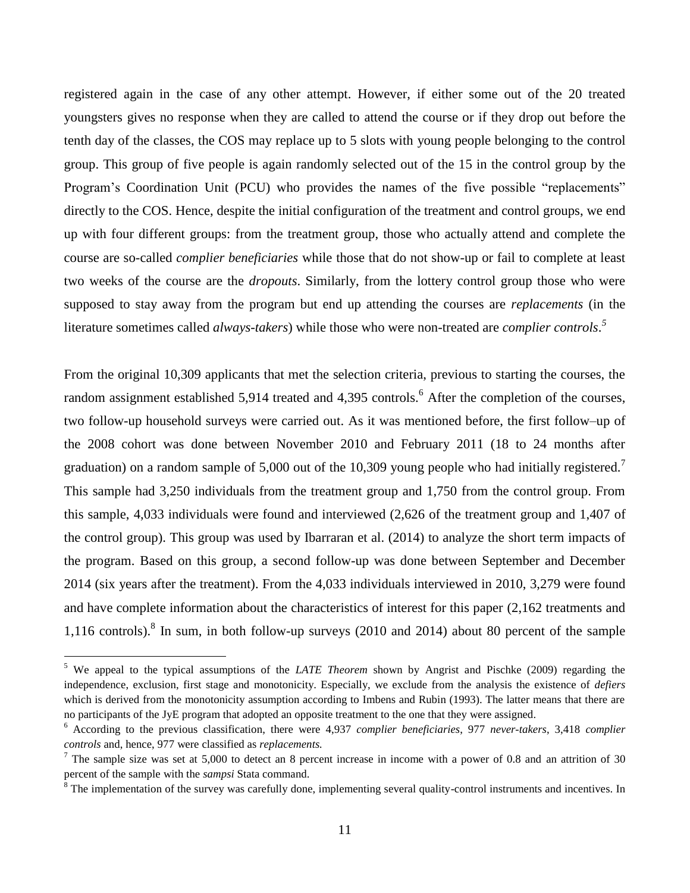registered again in the case of any other attempt. However, if either some out of the 20 treated youngsters gives no response when they are called to attend the course or if they drop out before the tenth day of the classes, the COS may replace up to 5 slots with young people belonging to the control group. This group of five people is again randomly selected out of the 15 in the control group by the Program's Coordination Unit (PCU) who provides the names of the five possible "replacements" directly to the COS. Hence, despite the initial configuration of the treatment and control groups, we end up with four different groups: from the treatment group, those who actually attend and complete the course are so-called *complier beneficiaries* while those that do not show-up or fail to complete at least two weeks of the course are the *dropouts*. Similarly, from the lottery control group those who were supposed to stay away from the program but end up attending the courses are *replacements* (in the literature sometimes called *always-takers*) while those who were non-treated are *complier controls*.[5]

From the original 10,309 applicants that met the selection criteria, previous to starting the courses, the random assignment established 5,914 treated and 4,395 controls.[6] After the completion of the courses, two follow-up household surveys were carried out. As it was mentioned before, the first follow–up of the 2008 cohort was done between November 2010 and February 2011 (18 to 24 months after graduation) on a random sample of 5,000 out of the 10,309 young people who had initially registered.[7] This sample had 3,250 individuals from the treatment group and 1,750 from the control group. From this sample, 4,033 individuals were found and interviewed (2,626 of the treatment group and 1,407 of the control group). This group was used by Ibarraran et al. (2014) to analyze the short term impacts of the program. Based on this group, a second follow-up was done between September and December 2014 (six years after the treatment). From the 4,033 individuals interviewed in 2010, 3,279 were found and have complete information about the characteristics of interest for this paper (2,162 treatments and 1,116 controls).[8] In sum, in both follow-up surveys (2010 and 2014) about 80 percent of the sample

[5] We appeal to the typical assumptions of the *LATE Theorem* shown by Angrist and Pischke (2009) regarding the independence, exclusion, first stage and monotonicity. Especially, we exclude from the analysis the existence of *defiers* which is derived from the monotonicity assumption according to Imbens and Rubin (1993). The latter means that there are no participants of the JyE program that adopted an opposite treatment to the one that they were assigned.

[6] According to the previous classification, there were 4,937 *complier beneficiaries*, 977 *never-takers*, 3,418 *complier controls* and, hence, 977 were classified as *replacements.*

[7] The sample size was set at 5,000 to detect an 8 percent increase in income with a power of 0.8 and an attrition of 30 percent of the sample with the *sampsi* Stata command.

[8] The implementation of the survey was carefully done, implementing several quality-control instruments and incentives. In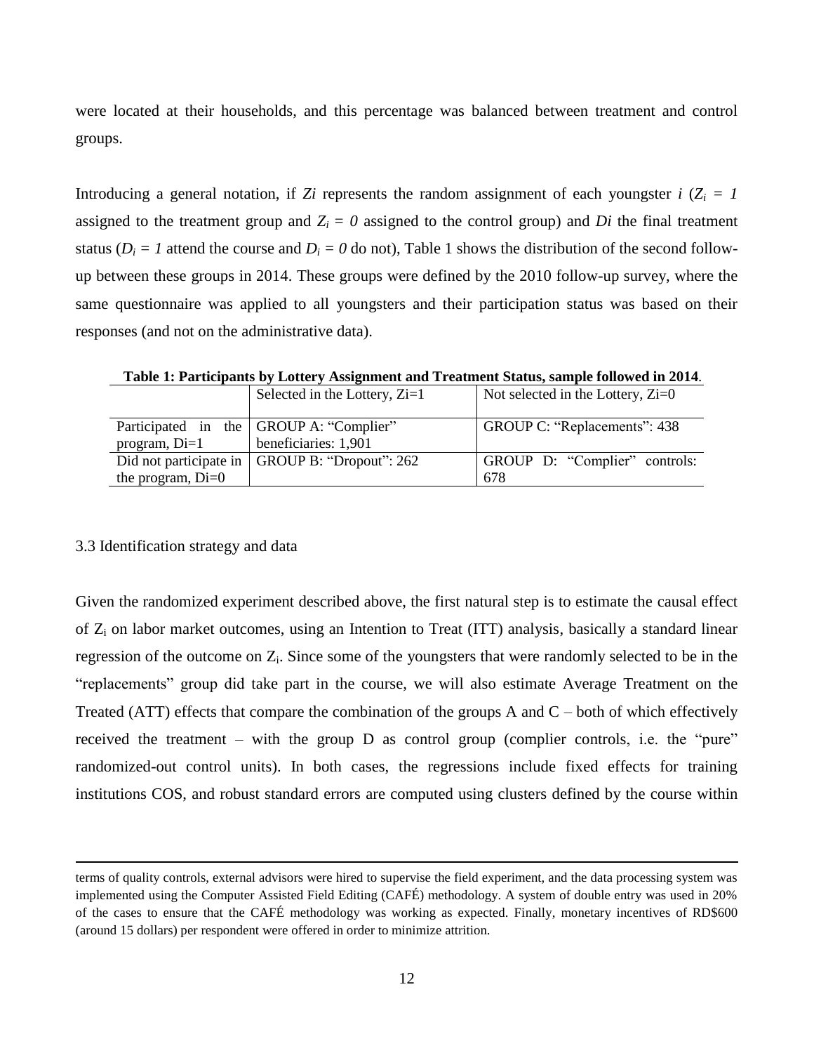were located at their households, and this percentage was balanced between treatment and control groups.

Introducing a general notation, if $Zi$ represents the random assignment of each youngster $i$ ($Z_i = 1$ assigned to the treatment group and $Z_i = 0$ assigned to the control group) and $Di$ the final treatment status ($D_i = 1$ attend the course and $D_i = 0$ do not), Table 1 shows the distribution of the second follow-up between these groups in 2014. These groups were defined by the 2010 follow-up survey, where the same questionnaire was applied to all youngsters and their participation status was based on their responses (and not on the administrative data).

**Table 1: Participants by Lottery Assignment and Treatment Status, sample followed in 2014.**

| | Selected in the Lottery, Zi=1 | Not selected in the Lottery, Zi=0 |
|---|---|---|
| Participated in the program, Di=1 | GROUP A: "Complier" beneficiaries: 1,901 | GROUP C: "Replacements": 438 |
| Did not participate in the program, Di=0 | GROUP B: "Dropout": 262 | GROUP D: "Complier" controls: 678 |

3.3 Identification strategy and data

Given the randomized experiment described above, the first natural step is to estimate the causal effect of $Z_i$ on labor market outcomes, using an Intention to Treat (ITT) analysis, basically a standard linear regression of the outcome on $Z_i$. Since some of the youngsters that were randomly selected to be in the "replacements" group did take part in the course, we will also estimate Average Treatment on the Treated (ATT) effects that compare the combination of the groups A and C – both of which effectively received the treatment – with the group D as control group (complier controls, i.e. the "pure" randomized-out control units). In both cases, the regressions include fixed effects for training institutions COS, and robust standard errors are computed using clusters defined by the course within

terms of quality controls, external advisors were hired to supervise the field experiment, and the data processing system was implemented using the Computer Assisted Field Editing (CAFÉ) methodology. A system of double entry was used in 20% of the cases to ensure that the CAFÉ methodology was working as expected. Finally, monetary incentives of RD$600 (around 15 dollars) per respondent were offered in order to minimize attrition.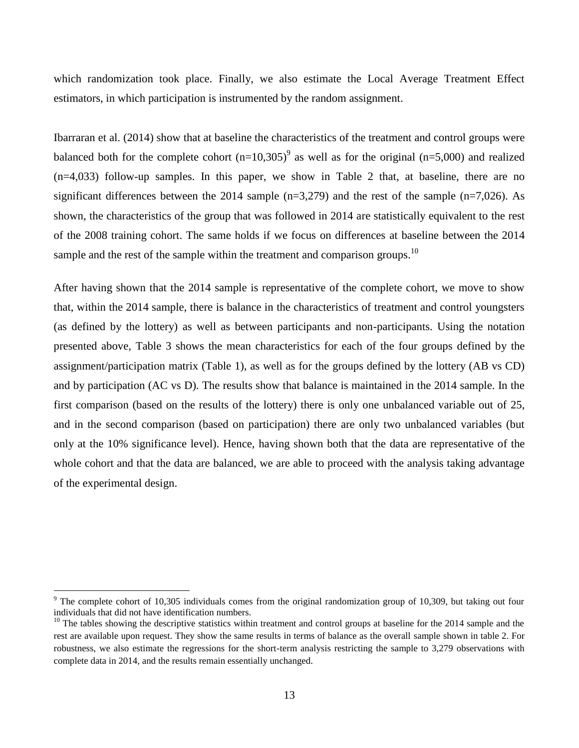which randomization took place. Finally, we also estimate the Local Average Treatment Effect estimators, in which participation is instrumented by the random assignment.

Ibarraran et al. (2014) show that at baseline the characteristics of the treatment and control groups were balanced both for the complete cohort (n=10,305)[9] as well as for the original (n=5,000) and realized (n=4,033) follow-up samples. In this paper, we show in Table 2 that, at baseline, there are no significant differences between the 2014 sample (n=3,279) and the rest of the sample (n=7,026). As shown, the characteristics of the group that was followed in 2014 are statistically equivalent to the rest of the 2008 training cohort. The same holds if we focus on differences at baseline between the 2014 sample and the rest of the sample within the treatment and comparison groups.[10]

After having shown that the 2014 sample is representative of the complete cohort, we move to show that, within the 2014 sample, there is balance in the characteristics of treatment and control youngsters (as defined by the lottery) as well as between participants and non-participants. Using the notation presented above, Table 3 shows the mean characteristics for each of the four groups defined by the assignment/participation matrix (Table 1), as well as for the groups defined by the lottery (AB vs CD) and by participation (AC vs D). The results show that balance is maintained in the 2014 sample. In the first comparison (based on the results of the lottery) there is only one unbalanced variable out of 25, and in the second comparison (based on participation) there are only two unbalanced variables (but only at the 10% significance level). Hence, having shown both that the data are representative of the whole cohort and that the data are balanced, we are able to proceed with the analysis taking advantage of the experimental design.

[9] The complete cohort of 10,305 individuals comes from the original randomization group of 10,309, but taking out four individuals that did not have identification numbers.

[10] The tables showing the descriptive statistics within treatment and control groups at baseline for the 2014 sample and the rest are available upon request. They show the same results in terms of balance as the overall sample shown in table 2. For robustness, we also estimate the regressions for the short-term analysis restricting the sample to 3,279 observations with complete data in 2014, and the results remain essentially unchanged.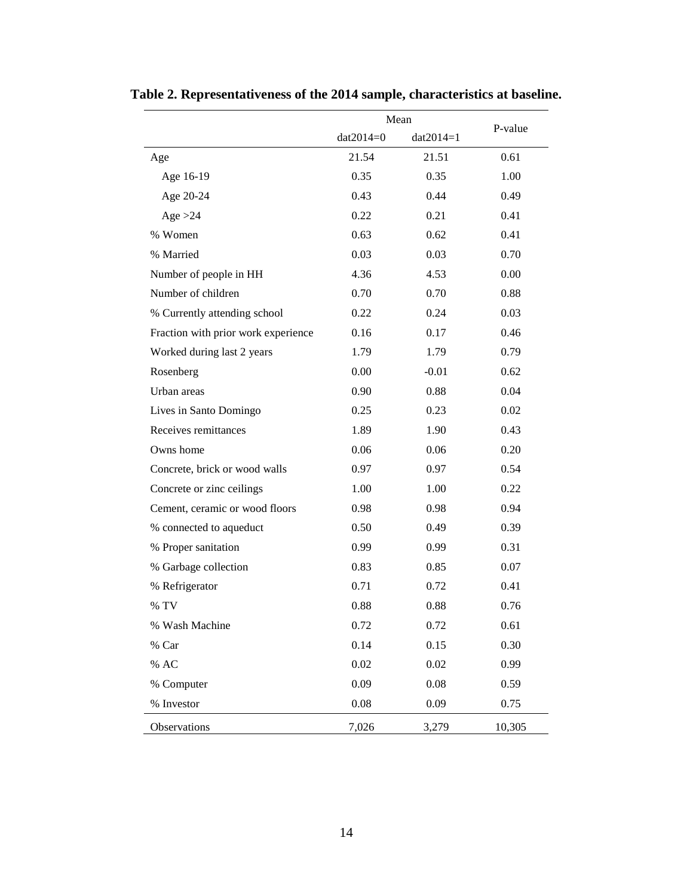**Table 2. Representativeness of the 2014 sample, characteristics at baseline.**

| | Mean | | P-value |
|---|---|---|---|
| | dat2014=0 | dat2014=1 | |
| Age | 21.54 | 21.51 | 0.61 |
| Age 16-19 | 0.35 | 0.35 | 1.00 |
| Age 20-24 | 0.43 | 0.44 | 0.49 |
| Age >24 | 0.22 | 0.21 | 0.41 |
| % Women | 0.63 | 0.62 | 0.41 |
| % Married | 0.03 | 0.03 | 0.70 |
| Number of people in HH | 4.36 | 4.53 | 0.00 |
| Number of children | 0.70 | 0.70 | 0.88 |
| % Currently attending school | 0.22 | 0.24 | 0.03 |
| Fraction with prior work experience | 0.16 | 0.17 | 0.46 |
| Worked during last 2 years | 1.79 | 1.79 | 0.79 |
| Rosenberg | 0.00 | -0.01 | 0.62 |
| Urban areas | 0.90 | 0.88 | 0.04 |
| Lives in Santo Domingo | 0.25 | 0.23 | 0.02 |
| Receives remittances | 1.89 | 1.90 | 0.43 |
| Owns home | 0.06 | 0.06 | 0.20 |
| Concrete, brick or wood walls | 0.97 | 0.97 | 0.54 |
| Concrete or zinc ceilings | 1.00 | 1.00 | 0.22 |
| Cement, ceramic or wood floors | 0.98 | 0.98 | 0.94 |
| % connected to aqueduct | 0.50 | 0.49 | 0.39 |
| % Proper sanitation | 0.99 | 0.99 | 0.31 |
| % Garbage collection | 0.83 | 0.85 | 0.07 |
| % Refrigerator | 0.71 | 0.72 | 0.41 |
| % TV | 0.88 | 0.88 | 0.76 |
| % Wash Machine | 0.72 | 0.72 | 0.61 |
| % Car | 0.14 | 0.15 | 0.30 |
| % AC | 0.02 | 0.02 | 0.99 |
| % Computer | 0.09 | 0.08 | 0.59 |
| % Investor | 0.08 | 0.09 | 0.75 |
| Observations | 7,026 | 3,279 | 10,305 |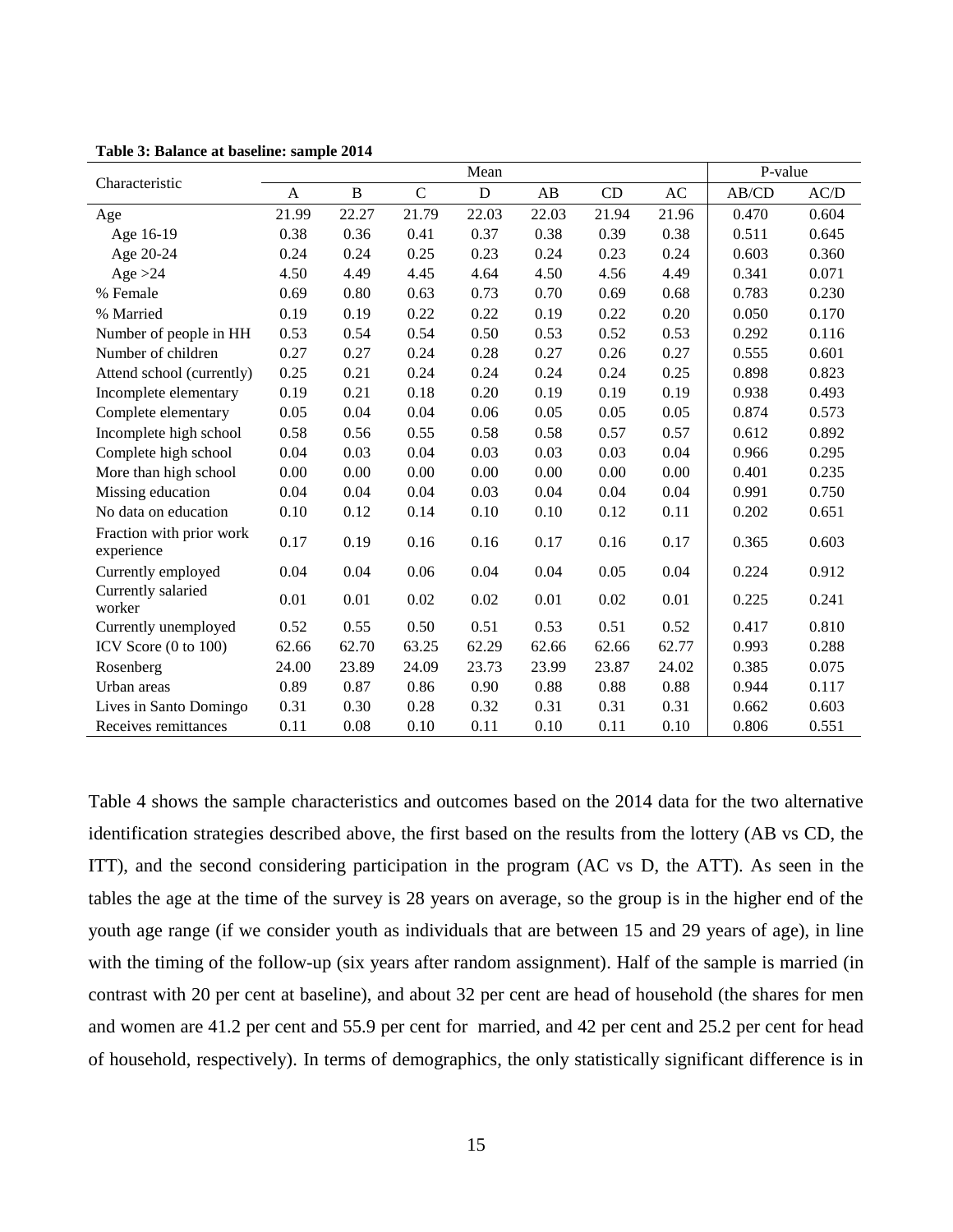**Table 3: Balance at baseline: sample 2014**

| Characteristic | Mean | | | | | | | P-value | |
|---|---|---|---|---|---|---|---|---|---|
| | A | B | C | D | AB | CD | AC | AB/CD | AC/D |
| Age | 21.99 | 22.27 | 21.79 | 22.03 | 22.03 | 21.94 | 21.96 | 0.470 | 0.604 |
| Age 16-19 | 0.38 | 0.36 | 0.41 | 0.37 | 0.38 | 0.39 | 0.38 | 0.511 | 0.645 |
| Age 20-24 | 0.24 | 0.24 | 0.25 | 0.23 | 0.24 | 0.23 | 0.24 | 0.603 | 0.360 |
| Age >24 | 4.50 | 4.49 | 4.45 | 4.64 | 4.50 | 4.56 | 4.49 | 0.341 | 0.071 |
| % Female | 0.69 | 0.80 | 0.63 | 0.73 | 0.70 | 0.69 | 0.68 | 0.783 | 0.230 |
| % Married | 0.19 | 0.19 | 0.22 | 0.22 | 0.19 | 0.22 | 0.20 | 0.050 | 0.170 |
| Number of people in HH | 0.53 | 0.54 | 0.54 | 0.50 | 0.53 | 0.52 | 0.53 | 0.292 | 0.116 |
| Number of children | 0.27 | 0.27 | 0.24 | 0.28 | 0.27 | 0.26 | 0.27 | 0.555 | 0.601 |
| Attend school (currently) | 0.25 | 0.21 | 0.24 | 0.24 | 0.24 | 0.24 | 0.25 | 0.898 | 0.823 |
| Incomplete elementary | 0.19 | 0.21 | 0.18 | 0.20 | 0.19 | 0.19 | 0.19 | 0.938 | 0.493 |
| Complete elementary | 0.05 | 0.04 | 0.04 | 0.06 | 0.05 | 0.05 | 0.05 | 0.874 | 0.573 |
| Incomplete high school | 0.58 | 0.56 | 0.55 | 0.58 | 0.58 | 0.57 | 0.57 | 0.612 | 0.892 |
| Complete high school | 0.04 | 0.03 | 0.04 | 0.03 | 0.03 | 0.03 | 0.04 | 0.966 | 0.295 |
| More than high school | 0.00 | 0.00 | 0.00 | 0.00 | 0.00 | 0.00 | 0.00 | 0.401 | 0.235 |
| Missing education | 0.04 | 0.04 | 0.04 | 0.03 | 0.04 | 0.04 | 0.04 | 0.991 | 0.750 |
| No data on education | 0.10 | 0.12 | 0.14 | 0.10 | 0.10 | 0.12 | 0.11 | 0.202 | 0.651 |
| Fraction with prior work experience | 0.17 | 0.19 | 0.16 | 0.16 | 0.17 | 0.16 | 0.17 | 0.365 | 0.603 |
| Currently employed | 0.04 | 0.04 | 0.06 | 0.04 | 0.04 | 0.05 | 0.04 | 0.224 | 0.912 |
| Currently salaried worker | 0.01 | 0.01 | 0.02 | 0.02 | 0.01 | 0.02 | 0.01 | 0.225 | 0.241 |
| Currently unemployed | 0.52 | 0.55 | 0.50 | 0.51 | 0.53 | 0.51 | 0.52 | 0.417 | 0.810 |
| ICV Score (0 to 100) | 62.66 | 62.70 | 63.25 | 62.29 | 62.66 | 62.66 | 62.77 | 0.993 | 0.288 |
| Rosenberg | 24.00 | 23.89 | 24.09 | 23.73 | 23.99 | 23.87 | 24.02 | 0.385 | 0.075 |
| Urban areas | 0.89 | 0.87 | 0.86 | 0.90 | 0.88 | 0.88 | 0.88 | 0.944 | 0.117 |
| Lives in Santo Domingo | 0.31 | 0.30 | 0.28 | 0.32 | 0.31 | 0.31 | 0.31 | 0.662 | 0.603 |
| Receives remittances | 0.11 | 0.08 | 0.10 | 0.11 | 0.10 | 0.11 | 0.10 | 0.806 | 0.551 |

Table 4 shows the sample characteristics and outcomes based on the 2014 data for the two alternative identification strategies described above, the first based on the results from the lottery (AB vs CD, the ITT), and the second considering participation in the program (AC vs D, the ATT). As seen in the tables the age at the time of the survey is 28 years on average, so the group is in the higher end of the youth age range (if we consider youth as individuals that are between 15 and 29 years of age), in line with the timing of the follow-up (six years after random assignment). Half of the sample is married (in contrast with 20 per cent at baseline), and about 32 per cent are head of household (the shares for men and women are 41.2 per cent and 55.9 per cent for married, and 42 per cent and 25.2 per cent for head of household, respectively). In terms of demographics, the only statistically significant difference is in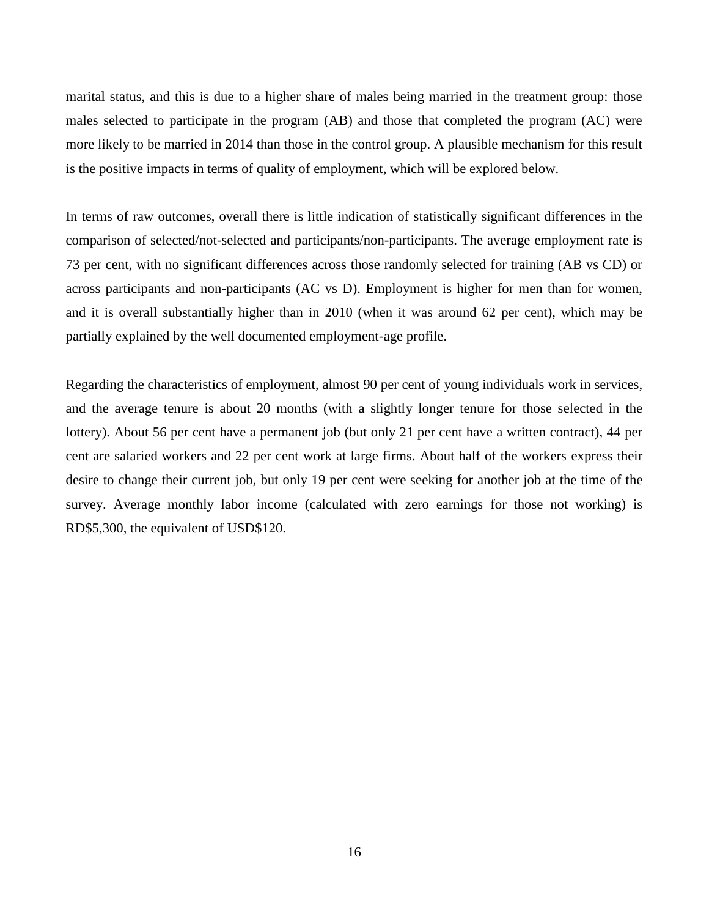marital status, and this is due to a higher share of males being married in the treatment group: those males selected to participate in the program (AB) and those that completed the program (AC) were more likely to be married in 2014 than those in the control group. A plausible mechanism for this result is the positive impacts in terms of quality of employment, which will be explored below.

In terms of raw outcomes, overall there is little indication of statistically significant differences in the comparison of selected/not-selected and participants/non-participants. The average employment rate is 73 per cent, with no significant differences across those randomly selected for training (AB vs CD) or across participants and non-participants (AC vs D). Employment is higher for men than for women, and it is overall substantially higher than in 2010 (when it was around 62 per cent), which may be partially explained by the well documented employment-age profile.

Regarding the characteristics of employment, almost 90 per cent of young individuals work in services, and the average tenure is about 20 months (with a slightly longer tenure for those selected in the lottery). About 56 per cent have a permanent job (but only 21 per cent have a written contract), 44 per cent are salaried workers and 22 per cent work at large firms. About half of the workers express their desire to change their current job, but only 19 per cent were seeking for another job at the time of the survey. Average monthly labor income (calculated with zero earnings for those not working) is RD$5,300, the equivalent of USD$120.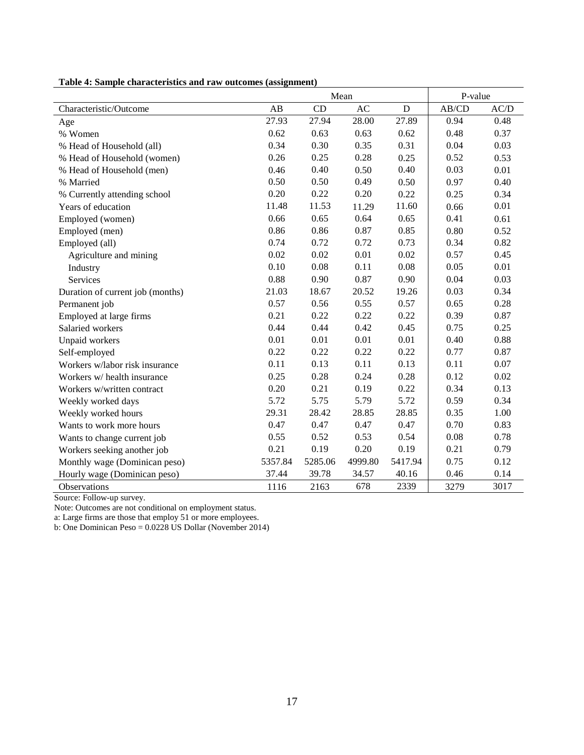**Table 4: Sample characteristics and raw outcomes (assignment)**

| | Mean | | | | P-value | |
|---|---|---|---|---|---|---|
| Characteristic/Outcome | AB | CD | AC | D | AB/CD | AC/D |
| Age | 27.93 | 27.94 | 28.00 | 27.89 | 0.94 | 0.48 |
| % Women | 0.62 | 0.63 | 0.63 | 0.62 | 0.48 | 0.37 |
| % Head of Household (all) | 0.34 | 0.30 | 0.35 | 0.31 | 0.04 | 0.03 |
| % Head of Household (women) | 0.26 | 0.25 | 0.28 | 0.25 | 0.52 | 0.53 |
| % Head of Household (men) | 0.46 | 0.40 | 0.50 | 0.40 | 0.03 | 0.01 |
| % Married | 0.50 | 0.50 | 0.49 | 0.50 | 0.97 | 0.40 |
| % Currently attending school | 0.20 | 0.22 | 0.20 | 0.22 | 0.25 | 0.34 |
| Years of education | 11.48 | 11.53 | 11.29 | 11.60 | 0.66 | 0.01 |
| Employed (women) | 0.66 | 0.65 | 0.64 | 0.65 | 0.41 | 0.61 |
| Employed (men) | 0.86 | 0.86 | 0.87 | 0.85 | 0.80 | 0.52 |
| Employed (all) | 0.74 | 0.72 | 0.72 | 0.73 | 0.34 | 0.82 |
| Agriculture and mining | 0.02 | 0.02 | 0.01 | 0.02 | 0.57 | 0.45 |
| Industry | 0.10 | 0.08 | 0.11 | 0.08 | 0.05 | 0.01 |
| Services | 0.88 | 0.90 | 0.87 | 0.90 | 0.04 | 0.03 |
| Duration of current job (months) | 21.03 | 18.67 | 20.52 | 19.26 | 0.03 | 0.34 |
| Permanent job | 0.57 | 0.56 | 0.55 | 0.57 | 0.65 | 0.28 |
| Employed at large firms | 0.21 | 0.22 | 0.22 | 0.22 | 0.39 | 0.87 |
| Salaried workers | 0.44 | 0.44 | 0.42 | 0.45 | 0.75 | 0.25 |
| Unpaid workers | 0.01 | 0.01 | 0.01 | 0.01 | 0.40 | 0.88 |
| Self-employed | 0.22 | 0.22 | 0.22 | 0.22 | 0.77 | 0.87 |
| Workers w/labor risk insurance | 0.11 | 0.13 | 0.11 | 0.13 | 0.11 | 0.07 |
| Workers w/ health insurance | 0.25 | 0.28 | 0.24 | 0.28 | 0.12 | 0.02 |
| Workers w/written contract | 0.20 | 0.21 | 0.19 | 0.22 | 0.34 | 0.13 |
| Weekly worked days | 5.72 | 5.75 | 5.79 | 5.72 | 0.59 | 0.34 |
| Weekly worked hours | 29.31 | 28.42 | 28.85 | 28.85 | 0.35 | 1.00 |
| Wants to work more hours | 0.47 | 0.47 | 0.47 | 0.47 | 0.70 | 0.83 |
| Wants to change current job | 0.55 | 0.52 | 0.53 | 0.54 | 0.08 | 0.78 |
| Workers seeking another job | 0.21 | 0.19 | 0.20 | 0.19 | 0.21 | 0.79 |
| Monthly wage (Dominican peso) | 5357.84 | 5285.06 | 4999.80 | 5417.94 | 0.75 | 0.12 |
| Hourly wage (Dominican peso) | 37.44 | 39.78 | 34.57 | 40.16 | 0.46 | 0.14 |
| Observations | 1116 | 2163 | 678 | 2339 | 3279 | 3017 |

Source: Follow-up survey.
Note: Outcomes are not conditional on employment status.
a: Large firms are those that employ 51 or more employees.
b: One Dominican Peso = 0.0228 US Dollar (November 2014)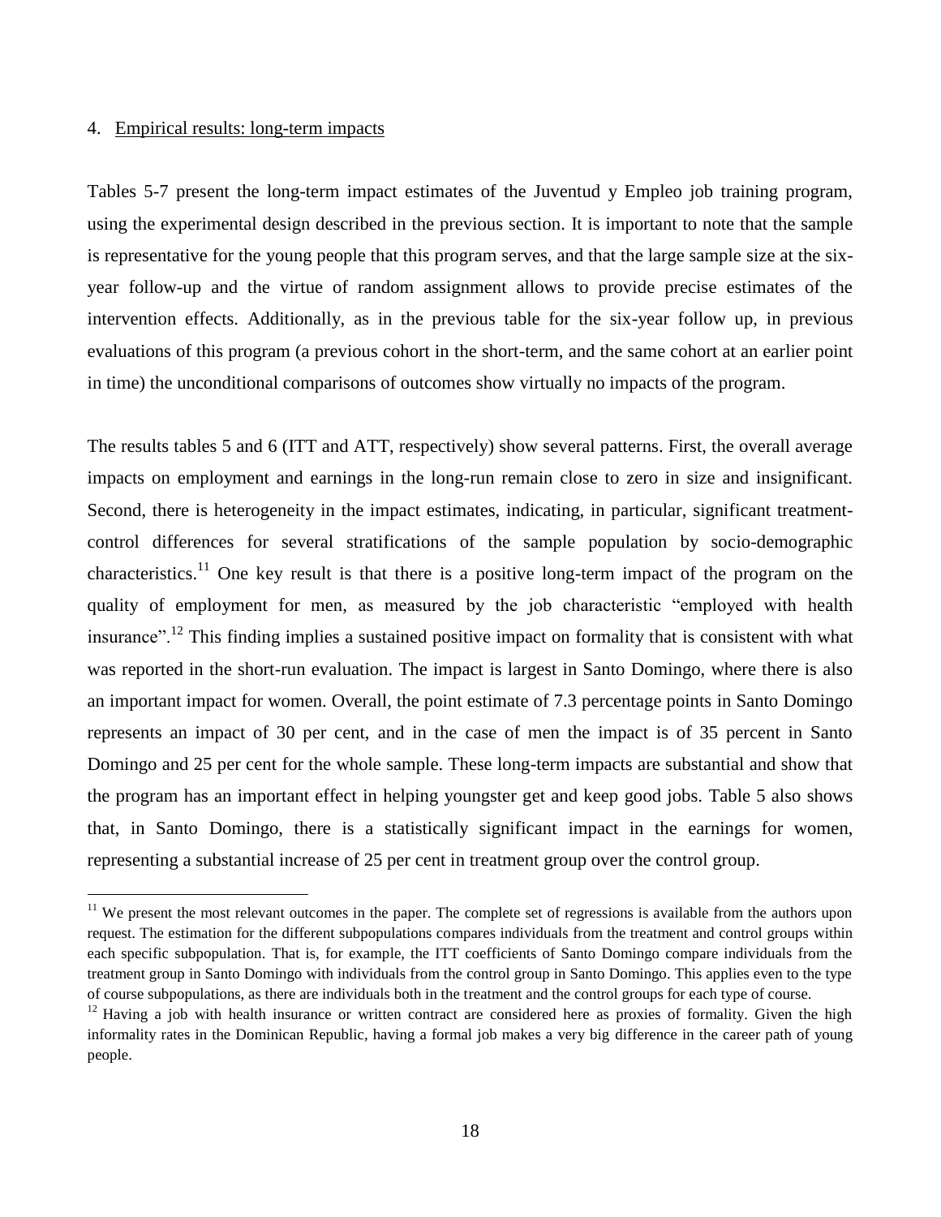## 4. Empirical results: long-term impacts

Tables 5-7 present the long-term impact estimates of the Juventud y Empleo job training program, using the experimental design described in the previous section. It is important to note that the sample is representative for the young people that this program serves, and that the large sample size at the six-year follow-up and the virtue of random assignment allows to provide precise estimates of the intervention effects. Additionally, as in the previous table for the six-year follow up, in previous evaluations of this program (a previous cohort in the short-term, and the same cohort at an earlier point in time) the unconditional comparisons of outcomes show virtually no impacts of the program.

The results tables 5 and 6 (ITT and ATT, respectively) show several patterns. First, the overall average impacts on employment and earnings in the long-run remain close to zero in size and insignificant. Second, there is heterogeneity in the impact estimates, indicating, in particular, significant treatment-control differences for several stratifications of the sample population by socio-demographic characteristics.[11] One key result is that there is a positive long-term impact of the program on the quality of employment for men, as measured by the job characteristic "employed with health insurance".[12] This finding implies a sustained positive impact on formality that is consistent with what was reported in the short-run evaluation. The impact is largest in Santo Domingo, where there is also an important impact for women. Overall, the point estimate of 7.3 percentage points in Santo Domingo represents an impact of 30 per cent, and in the case of men the impact is of 35 percent in Santo Domingo and 25 per cent for the whole sample. These long-term impacts are substantial and show that the program has an important effect in helping youngster get and keep good jobs. Table 5 also shows that, in Santo Domingo, there is a statistically significant impact in the earnings for women, representing a substantial increase of 25 per cent in treatment group over the control group.

---

[11] We present the most relevant outcomes in the paper. The complete set of regressions is available from the authors upon request. The estimation for the different subpopulations compares individuals from the treatment and control groups within each specific subpopulation. That is, for example, the ITT coefficients of Santo Domingo compare individuals from the treatment group in Santo Domingo with individuals from the control group in Santo Domingo. This applies even to the type of course subpopulations, as there are individuals both in the treatment and the control groups for each type of course.

[12] Having a job with health insurance or written contract are considered here as proxies of formality. Given the high informality rates in the Dominican Republic, having a formal job makes a very big difference in the career path of young people.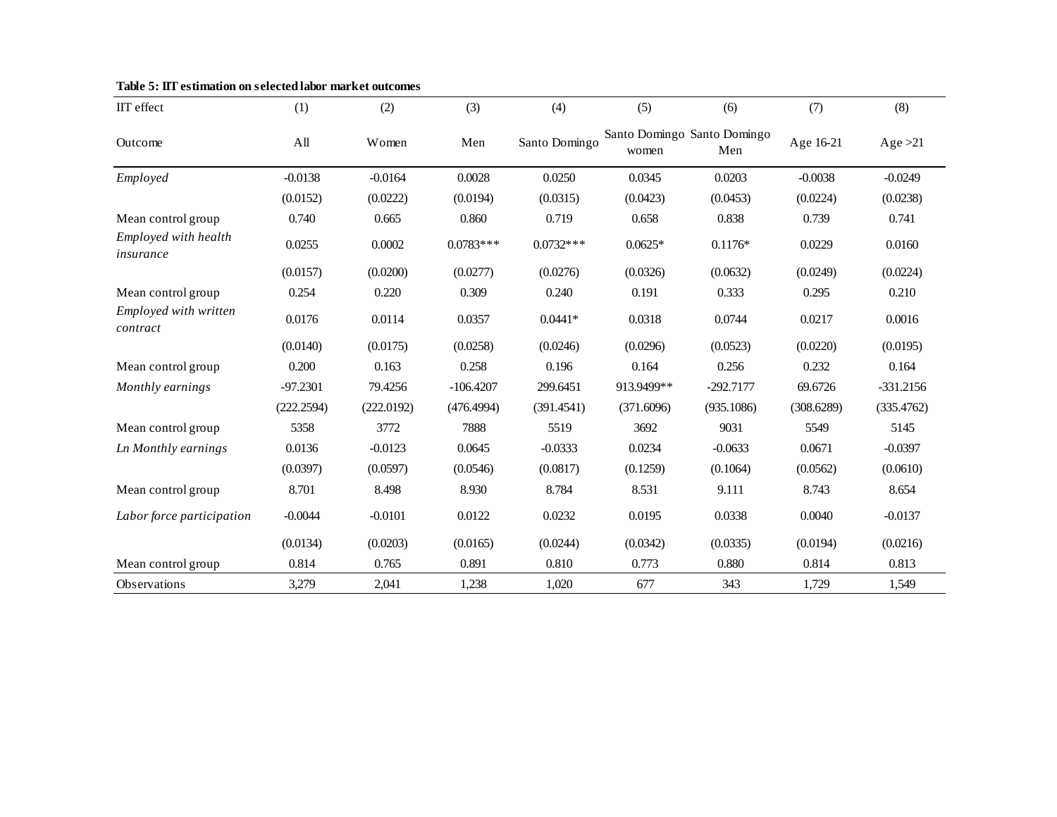**Table 5: IIT estimation on selected labor market outcomes**

| IIT effect | (1) | (2) | (3) | (4) | (5) | (6) | (7) | (8) |
|---|---|---|---|---|---|---|---|---|
| Outcome | All | Women | Men | Santo Domingo | Santo Domingo women | Santo Domingo Men | Age 16-21 | Age >21 |
| *Employed* | -0.0138 | -0.0164 | 0.0028 | 0.0250 | 0.0345 | 0.0203 | -0.0038 | -0.0249 |
| | (0.0152) | (0.0222) | (0.0194) | (0.0315) | (0.0423) | (0.0453) | (0.0224) | (0.0238) |
| Mean control group | 0.740 | 0.665 | 0.860 | 0.719 | 0.658 | 0.838 | 0.739 | 0.741 |
| *Employed with health insurance* | 0.0255 | 0.0002 | 0.0783*** | 0.0732*** | 0.0625* | 0.1176* | 0.0229 | 0.0160 |
| | (0.0157) | (0.0200) | (0.0277) | (0.0276) | (0.0326) | (0.0632) | (0.0249) | (0.0224) |
| Mean control group | 0.254 | 0.220 | 0.309 | 0.240 | 0.191 | 0.333 | 0.295 | 0.210 |
| *Employed with written contract* | 0.0176 | 0.0114 | 0.0357 | 0.0441* | 0.0318 | 0.0744 | 0.0217 | 0.0016 |
| | (0.0140) | (0.0175) | (0.0258) | (0.0246) | (0.0296) | (0.0523) | (0.0220) | (0.0195) |
| Mean control group | 0.200 | 0.163 | 0.258 | 0.196 | 0.164 | 0.256 | 0.232 | 0.164 |
| *Monthly earnings* | -97.2301 | 79.4256 | -106.4207 | 299.6451 | 913.9499** | -292.7177 | 69.6726 | -331.2156 |
| | (222.2594) | (222.0192) | (476.4994) | (391.4541) | (371.6096) | (935.1086) | (308.6289) | (335.4762) |
| Mean control group | 5358 | 3772 | 7888 | 5519 | 3692 | 9031 | 5549 | 5145 |
| *Ln Monthly earnings* | 0.0136 | -0.0123 | 0.0645 | -0.0333 | 0.0234 | -0.0633 | 0.0671 | -0.0397 |
| | (0.0397) | (0.0597) | (0.0546) | (0.0817) | (0.1259) | (0.1064) | (0.0562) | (0.0610) |
| Mean control group | 8.701 | 8.498 | 8.930 | 8.784 | 8.531 | 9.111 | 8.743 | 8.654 |
| *Labor force participation* | -0.0044 | -0.0101 | 0.0122 | 0.0232 | 0.0195 | 0.0338 | 0.0040 | -0.0137 |
| | (0.0134) | (0.0203) | (0.0165) | (0.0244) | (0.0342) | (0.0335) | (0.0194) | (0.0216) |
| Mean control group | 0.814 | 0.765 | 0.891 | 0.810 | 0.773 | 0.880 | 0.814 | 0.813 |
| Observations | 3,279 | 2,041 | 1,238 | 1,020 | 677 | 343 | 1,729 | 1,549 |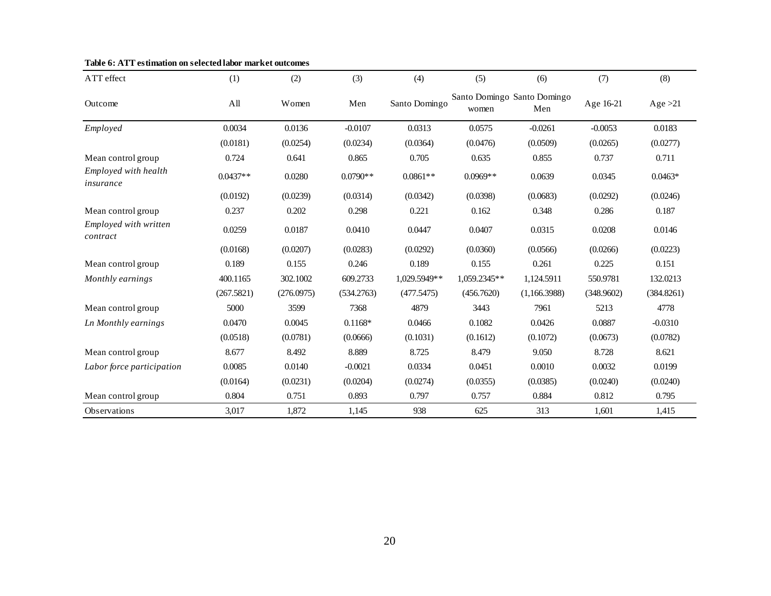**Table 6: ATT estimation on selected labor market outcomes**

| ATT effect | (1) | (2) | (3) | (4) | (5) | (6) | (7) | (8) |
|---|---|---|---|---|---|---|---|---|
| Outcome | All | Women | Men | Santo Domingo | Santo Domingo women | Santo Domingo Men | Age 16-21 | Age >21 |
| *Employed* | 0.0034 | 0.0136 | -0.0107 | 0.0313 | 0.0575 | -0.0261 | -0.0053 | 0.0183 |
| | (0.0181) | (0.0254) | (0.0234) | (0.0364) | (0.0476) | (0.0509) | (0.0265) | (0.0277) |
| Mean control group | 0.724 | 0.641 | 0.865 | 0.705 | 0.635 | 0.855 | 0.737 | 0.711 |
| *Employed with health insurance* | 0.0437** | 0.0280 | 0.0790** | 0.0861** | 0.0969** | 0.0639 | 0.0345 | 0.0463* |
| | (0.0192) | (0.0239) | (0.0314) | (0.0342) | (0.0398) | (0.0683) | (0.0292) | (0.0246) |
| Mean control group | 0.237 | 0.202 | 0.298 | 0.221 | 0.162 | 0.348 | 0.286 | 0.187 |
| *Employed with written contract* | 0.0259 | 0.0187 | 0.0410 | 0.0447 | 0.0407 | 0.0315 | 0.0208 | 0.0146 |
| | (0.0168) | (0.0207) | (0.0283) | (0.0292) | (0.0360) | (0.0566) | (0.0266) | (0.0223) |
| Mean control group | 0.189 | 0.155 | 0.246 | 0.189 | 0.155 | 0.261 | 0.225 | 0.151 |
| *Monthly earnings* | 400.1165 | 302.1002 | 609.2733 | 1,029.5949** | 1,059.2345** | 1,124.5911 | 550.9781 | 132.0213 |
| | (267.5821) | (276.0975) | (534.2763) | (477.5475) | (456.7620) | (1,166.3988) | (348.9602) | (384.8261) |
| Mean control group | 5000 | 3599 | 7368 | 4879 | 3443 | 7961 | 5213 | 4778 |
| *Ln Monthly earnings* | 0.0470 | 0.0045 | 0.1168* | 0.0466 | 0.1082 | 0.0426 | 0.0887 | -0.0310 |
| | (0.0518) | (0.0781) | (0.0666) | (0.1031) | (0.1612) | (0.1072) | (0.0673) | (0.0782) |
| Mean control group | 8.677 | 8.492 | 8.889 | 8.725 | 8.479 | 9.050 | 8.728 | 8.621 |
| *Labor force participation* | 0.0085 | 0.0140 | -0.0021 | 0.0334 | 0.0451 | 0.0010 | 0.0032 | 0.0199 |
| | (0.0164) | (0.0231) | (0.0204) | (0.0274) | (0.0355) | (0.0385) | (0.0240) | (0.0240) |
| Mean control group | 0.804 | 0.751 | 0.893 | 0.797 | 0.757 | 0.884 | 0.812 | 0.795 |
| Observations | 3,017 | 1,872 | 1,145 | 938 | 625 | 313 | 1,601 | 1,415 |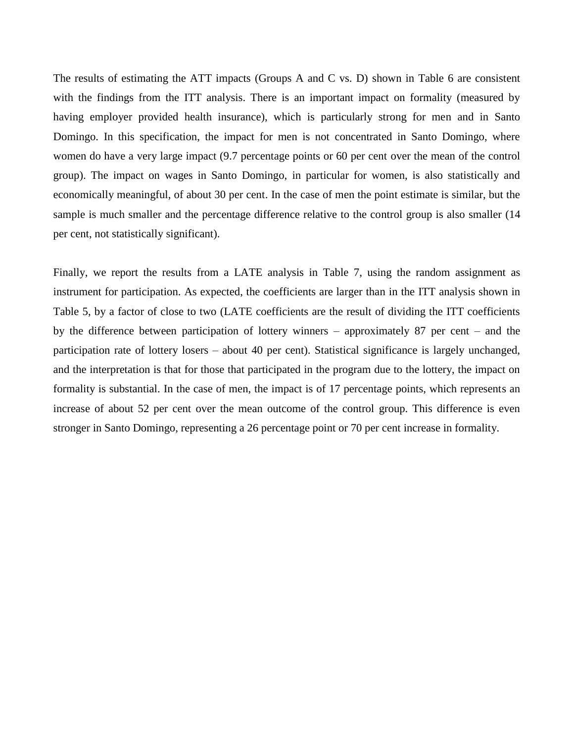The results of estimating the ATT impacts (Groups A and C vs. D) shown in Table 6 are consistent with the findings from the ITT analysis. There is an important impact on formality (measured by having employer provided health insurance), which is particularly strong for men and in Santo Domingo. In this specification, the impact for men is not concentrated in Santo Domingo, where women do have a very large impact (9.7 percentage points or 60 per cent over the mean of the control group). The impact on wages in Santo Domingo, in particular for women, is also statistically and economically meaningful, of about 30 per cent. In the case of men the point estimate is similar, but the sample is much smaller and the percentage difference relative to the control group is also smaller (14 per cent, not statistically significant).

Finally, we report the results from a LATE analysis in Table 7, using the random assignment as instrument for participation. As expected, the coefficients are larger than in the ITT analysis shown in Table 5, by a factor of close to two (LATE coefficients are the result of dividing the ITT coefficients by the difference between participation of lottery winners – approximately 87 per cent – and the participation rate of lottery losers – about 40 per cent). Statistical significance is largely unchanged, and the interpretation is that for those that participated in the program due to the lottery, the impact on formality is substantial. In the case of men, the impact is of 17 percentage points, which represents an increase of about 52 per cent over the mean outcome of the control group. This difference is even stronger in Santo Domingo, representing a 26 percentage point or 70 per cent increase in formality.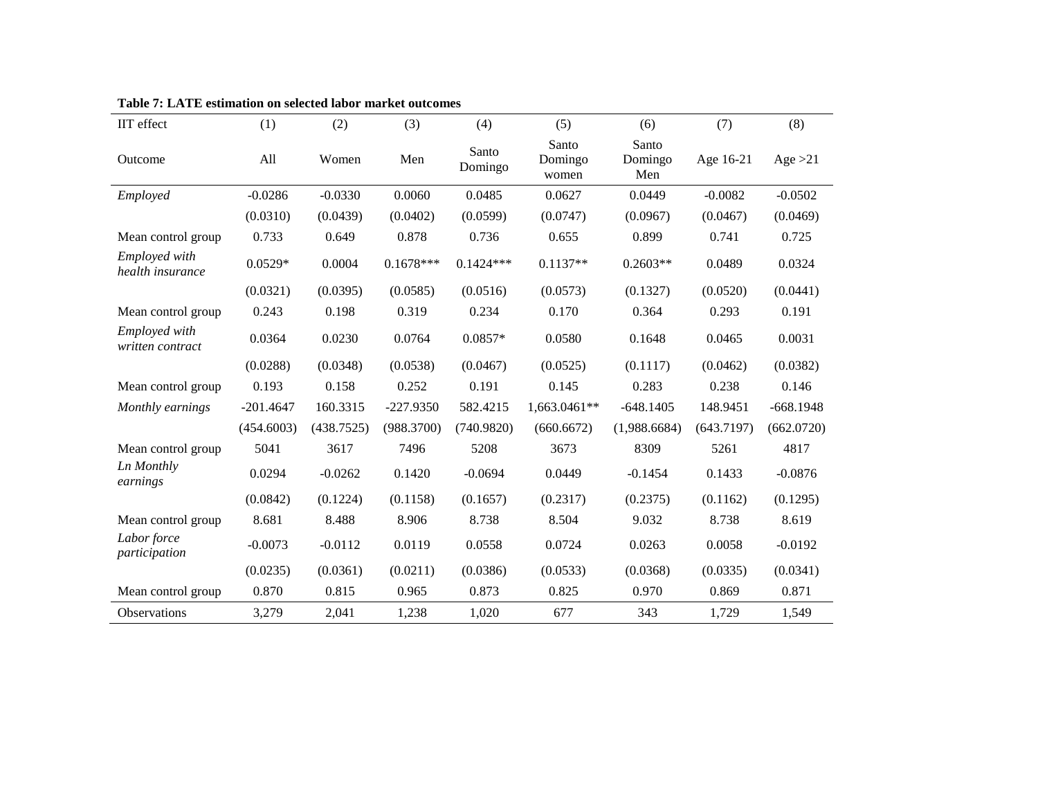**Table 7: LATE estimation on selected labor market outcomes**

| IIT effect | (1) | (2) | (3) | (4) | (5) | (6) | (7) | (8) |
|---|---|---|---|---|---|---|---|---|
| Outcome | All | Women | Men | Santo Domingo | Santo Domingo women | Santo Domingo Men | Age 16-21 | Age >21 |
| *Employed* | -0.0286 | -0.0330 | 0.0060 | 0.0485 | 0.0627 | 0.0449 | -0.0082 | -0.0502 |
| | (0.0310) | (0.0439) | (0.0402) | (0.0599) | (0.0747) | (0.0967) | (0.0467) | (0.0469) |
| Mean control group | 0.733 | 0.649 | 0.878 | 0.736 | 0.655 | 0.899 | 0.741 | 0.725 |
| *Employed with health insurance* | 0.0529* | 0.0004 | 0.1678*** | 0.1424*** | 0.1137** | 0.2603** | 0.0489 | 0.0324 |
| | (0.0321) | (0.0395) | (0.0585) | (0.0516) | (0.0573) | (0.1327) | (0.0520) | (0.0441) |
| Mean control group | 0.243 | 0.198 | 0.319 | 0.234 | 0.170 | 0.364 | 0.293 | 0.191 |
| *Employed with written contract* | 0.0364 | 0.0230 | 0.0764 | 0.0857* | 0.0580 | 0.1648 | 0.0465 | 0.0031 |
| | (0.0288) | (0.0348) | (0.0538) | (0.0467) | (0.0525) | (0.1117) | (0.0462) | (0.0382) |
| Mean control group | 0.193 | 0.158 | 0.252 | 0.191 | 0.145 | 0.283 | 0.238 | 0.146 |
| *Monthly earnings* | -201.4647 | 160.3315 | -227.9350 | 582.4215 | 1,663.0461** | -648.1405 | 148.9451 | -668.1948 |
| | (454.6003) | (438.7525) | (988.3700) | (740.9820) | (660.6672) | (1,988.6684) | (643.7197) | (662.0720) |
| Mean control group | 5041 | 3617 | 7496 | 5208 | 3673 | 8309 | 5261 | 4817 |
| *Ln Monthly earnings* | 0.0294 | -0.0262 | 0.1420 | -0.0694 | 0.0449 | -0.1454 | 0.1433 | -0.0876 |
| | (0.0842) | (0.1224) | (0.1158) | (0.1657) | (0.2317) | (0.2375) | (0.1162) | (0.1295) |
| Mean control group | 8.681 | 8.488 | 8.906 | 8.738 | 8.504 | 9.032 | 8.738 | 8.619 |
| *Labor force participation* | -0.0073 | -0.0112 | 0.0119 | 0.0558 | 0.0724 | 0.0263 | 0.0058 | -0.0192 |
| | (0.0235) | (0.0361) | (0.0211) | (0.0386) | (0.0533) | (0.0368) | (0.0335) | (0.0341) |
| Mean control group | 0.870 | 0.815 | 0.965 | 0.873 | 0.825 | 0.970 | 0.869 | 0.871 |
| Observations | 3,279 | 2,041 | 1,238 | 1,020 | 677 | 343 | 1,729 | 1,549 |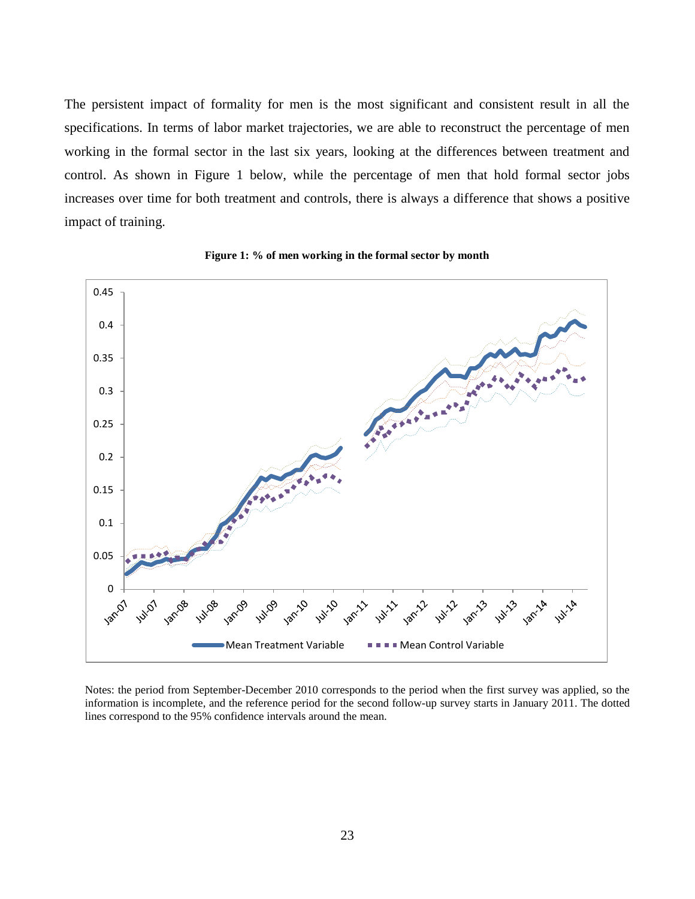The persistent impact of formality for men is the most significant and consistent result in all the specifications. In terms of labor market trajectories, we are able to reconstruct the percentage of men working in the formal sector in the last six years, looking at the differences between treatment and control. As shown in Figure 1 below, while the percentage of men that hold formal sector jobs increases over time for both treatment and controls, there is always a difference that shows a positive impact of training.

**Figure 1: % of men working in the formal sector by month**

Notes: the period from September-December 2010 corresponds to the period when the first survey was applied, so the information is incomplete, and the reference period for the second follow-up survey starts in January 2011. The dotted lines correspond to the 95% confidence intervals around the mean.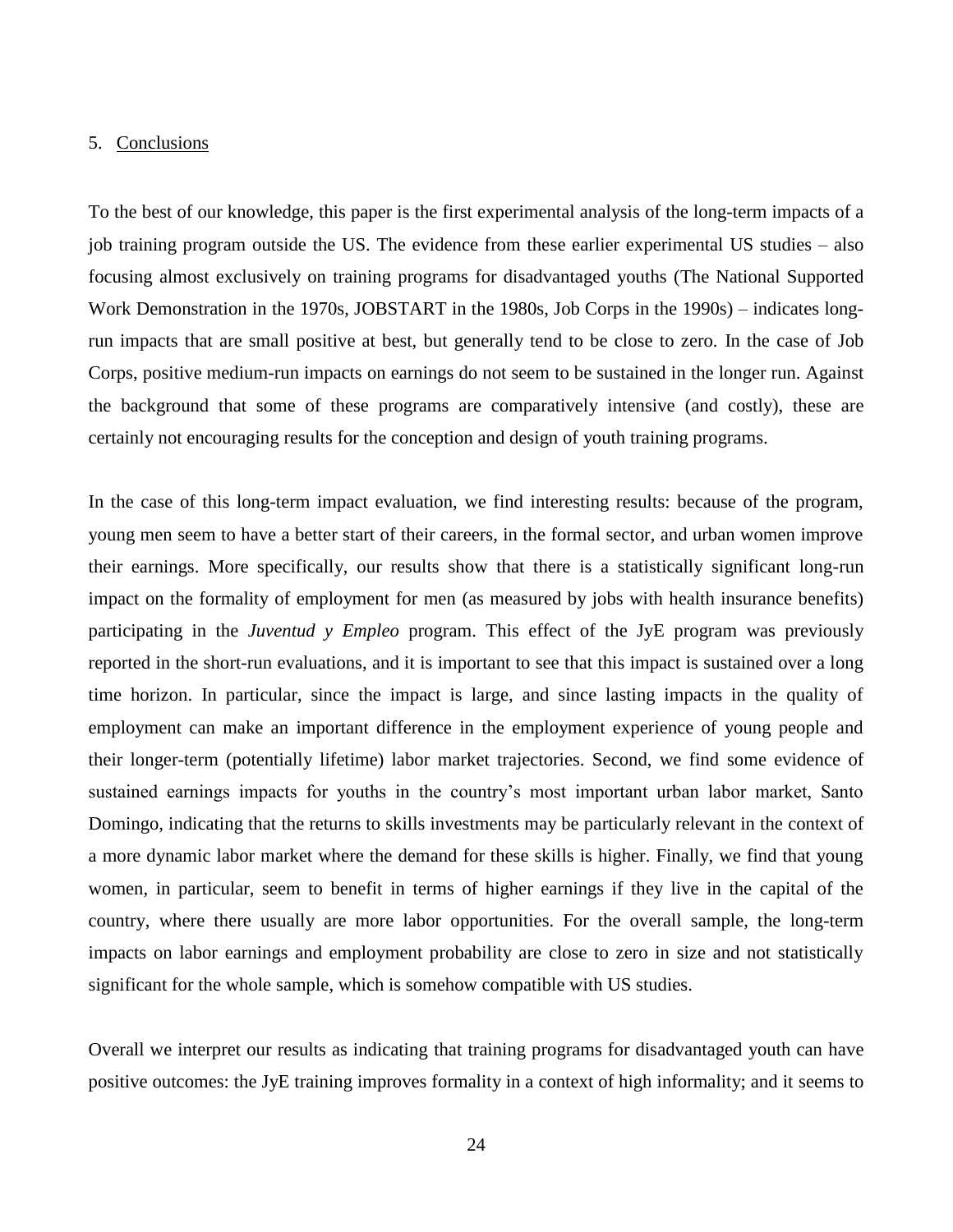## 5. Conclusions

To the best of our knowledge, this paper is the first experimental analysis of the long-term impacts of a job training program outside the US. The evidence from these earlier experimental US studies – also focusing almost exclusively on training programs for disadvantaged youths (The National Supported Work Demonstration in the 1970s, JOBSTART in the 1980s, Job Corps in the 1990s) – indicates long-run impacts that are small positive at best, but generally tend to be close to zero. In the case of Job Corps, positive medium-run impacts on earnings do not seem to be sustained in the longer run. Against the background that some of these programs are comparatively intensive (and costly), these are certainly not encouraging results for the conception and design of youth training programs.

In the case of this long-term impact evaluation, we find interesting results: because of the program, young men seem to have a better start of their careers, in the formal sector, and urban women improve their earnings. More specifically, our results show that there is a statistically significant long-run impact on the formality of employment for men (as measured by jobs with health insurance benefits) participating in the *Juventud y Empleo* program. This effect of the JyE program was previously reported in the short-run evaluations, and it is important to see that this impact is sustained over a long time horizon. In particular, since the impact is large, and since lasting impacts in the quality of employment can make an important difference in the employment experience of young people and their longer-term (potentially lifetime) labor market trajectories. Second, we find some evidence of sustained earnings impacts for youths in the country's most important urban labor market, Santo Domingo, indicating that the returns to skills investments may be particularly relevant in the context of a more dynamic labor market where the demand for these skills is higher. Finally, we find that young women, in particular, seem to benefit in terms of higher earnings if they live in the capital of the country, where there usually are more labor opportunities. For the overall sample, the long-term impacts on labor earnings and employment probability are close to zero in size and not statistically significant for the whole sample, which is somehow compatible with US studies.

Overall we interpret our results as indicating that training programs for disadvantaged youth can have positive outcomes: the JyE training improves formality in a context of high informality; and it seems to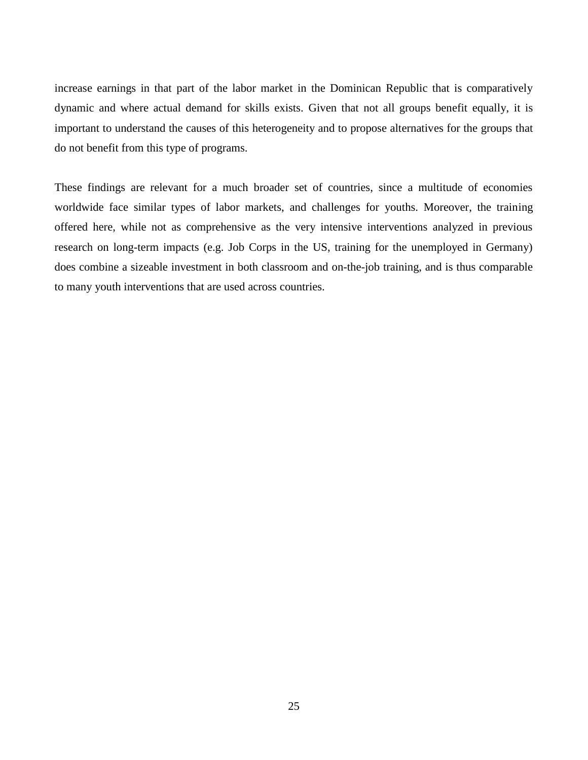increase earnings in that part of the labor market in the Dominican Republic that is comparatively dynamic and where actual demand for skills exists. Given that not all groups benefit equally, it is important to understand the causes of this heterogeneity and to propose alternatives for the groups that do not benefit from this type of programs.

These findings are relevant for a much broader set of countries, since a multitude of economies worldwide face similar types of labor markets, and challenges for youths. Moreover, the training offered here, while not as comprehensive as the very intensive interventions analyzed in previous research on long-term impacts (e.g. Job Corps in the US, training for the unemployed in Germany) does combine a sizeable investment in both classroom and on-the-job training, and is thus comparable to many youth interventions that are used across countries.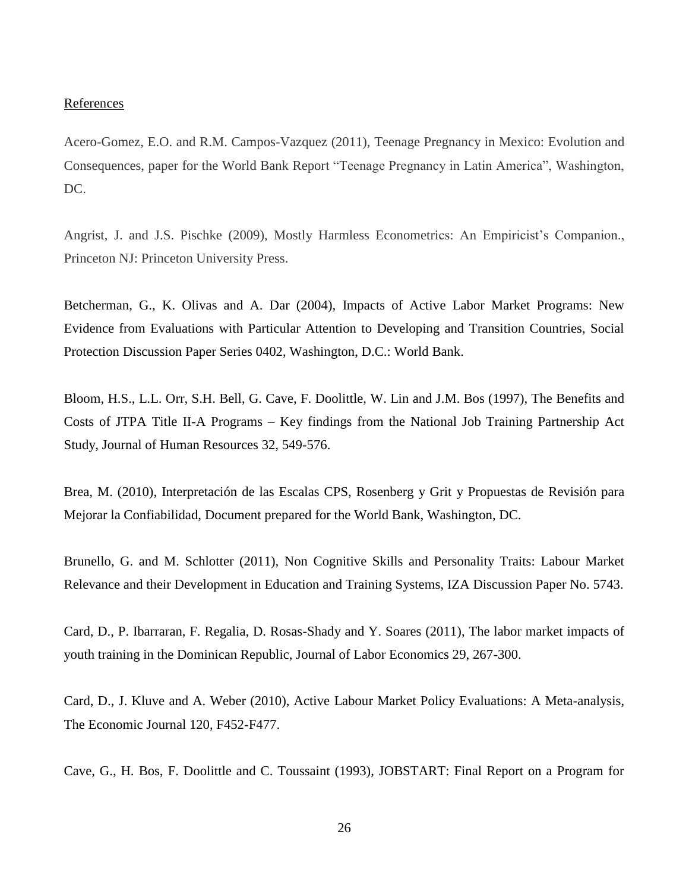References

Acero-Gomez, E.O. and R.M. Campos-Vazquez (2011), Teenage Pregnancy in Mexico: Evolution and Consequences, paper for the World Bank Report "Teenage Pregnancy in Latin America", Washington, DC.

Angrist, J. and J.S. Pischke (2009), Mostly Harmless Econometrics: An Empiricist's Companion., Princeton NJ: Princeton University Press.

Betcherman, G., K. Olivas and A. Dar (2004), Impacts of Active Labor Market Programs: New Evidence from Evaluations with Particular Attention to Developing and Transition Countries, Social Protection Discussion Paper Series 0402, Washington, D.C.: World Bank.

Bloom, H.S., L.L. Orr, S.H. Bell, G. Cave, F. Doolittle, W. Lin and J.M. Bos (1997), The Benefits and Costs of JTPA Title II-A Programs – Key findings from the National Job Training Partnership Act Study, Journal of Human Resources 32, 549-576.

Brea, M. (2010), Interpretación de las Escalas CPS, Rosenberg y Grit y Propuestas de Revisión para Mejorar la Confiabilidad, Document prepared for the World Bank, Washington, DC.

Brunello, G. and M. Schlotter (2011), Non Cognitive Skills and Personality Traits: Labour Market Relevance and their Development in Education and Training Systems, IZA Discussion Paper No. 5743.

Card, D., P. Ibarraran, F. Regalia, D. Rosas-Shady and Y. Soares (2011), The labor market impacts of youth training in the Dominican Republic, Journal of Labor Economics 29, 267-300.

Card, D., J. Kluve and A. Weber (2010), Active Labour Market Policy Evaluations: A Meta-analysis, The Economic Journal 120, F452-F477.

Cave, G., H. Bos, F. Doolittle and C. Toussaint (1993), JOBSTART: Final Report on a Program for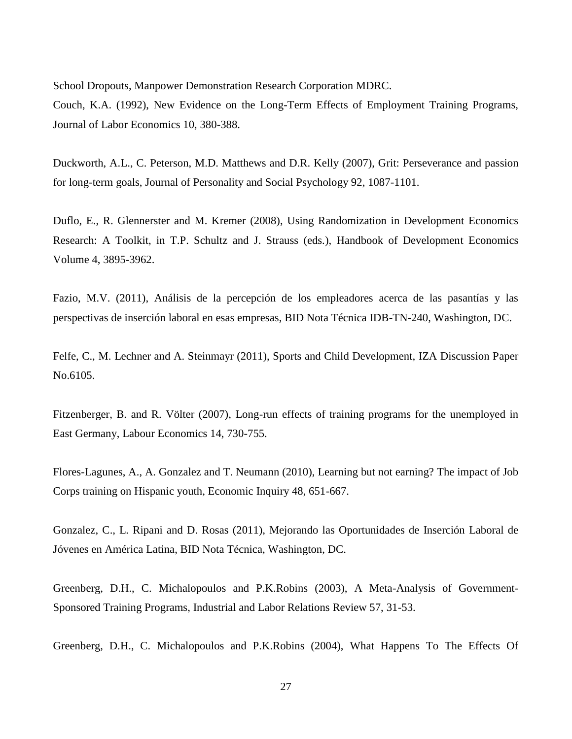School Dropouts, Manpower Demonstration Research Corporation MDRC.

Couch, K.A. (1992), New Evidence on the Long-Term Effects of Employment Training Programs, Journal of Labor Economics 10, 380-388.

Duckworth, A.L., C. Peterson, M.D. Matthews and D.R. Kelly (2007), Grit: Perseverance and passion for long-term goals, Journal of Personality and Social Psychology 92, 1087-1101.

Duflo, E., R. Glennerster and M. Kremer (2008), Using Randomization in Development Economics Research: A Toolkit, in T.P. Schultz and J. Strauss (eds.), Handbook of Development Economics Volume 4, 3895-3962.

Fazio, M.V. (2011), Análisis de la percepción de los empleadores acerca de las pasantías y las perspectivas de inserción laboral en esas empresas, BID Nota Técnica IDB-TN-240, Washington, DC.

Felfe, C., M. Lechner and A. Steinmayr (2011), Sports and Child Development, IZA Discussion Paper No.6105.

Fitzenberger, B. and R. Völter (2007), Long-run effects of training programs for the unemployed in East Germany, Labour Economics 14, 730-755.

Flores-Lagunes, A., A. Gonzalez and T. Neumann (2010), Learning but not earning? The impact of Job Corps training on Hispanic youth, Economic Inquiry 48, 651-667.

Gonzalez, C., L. Ripani and D. Rosas (2011), Mejorando las Oportunidades de Inserción Laboral de Jóvenes en América Latina, BID Nota Técnica, Washington, DC.

Greenberg, D.H., C. Michalopoulos and P.K.Robins (2003), A Meta-Analysis of Government-Sponsored Training Programs, Industrial and Labor Relations Review 57, 31-53.

Greenberg, D.H., C. Michalopoulos and P.K.Robins (2004), What Happens To The Effects Of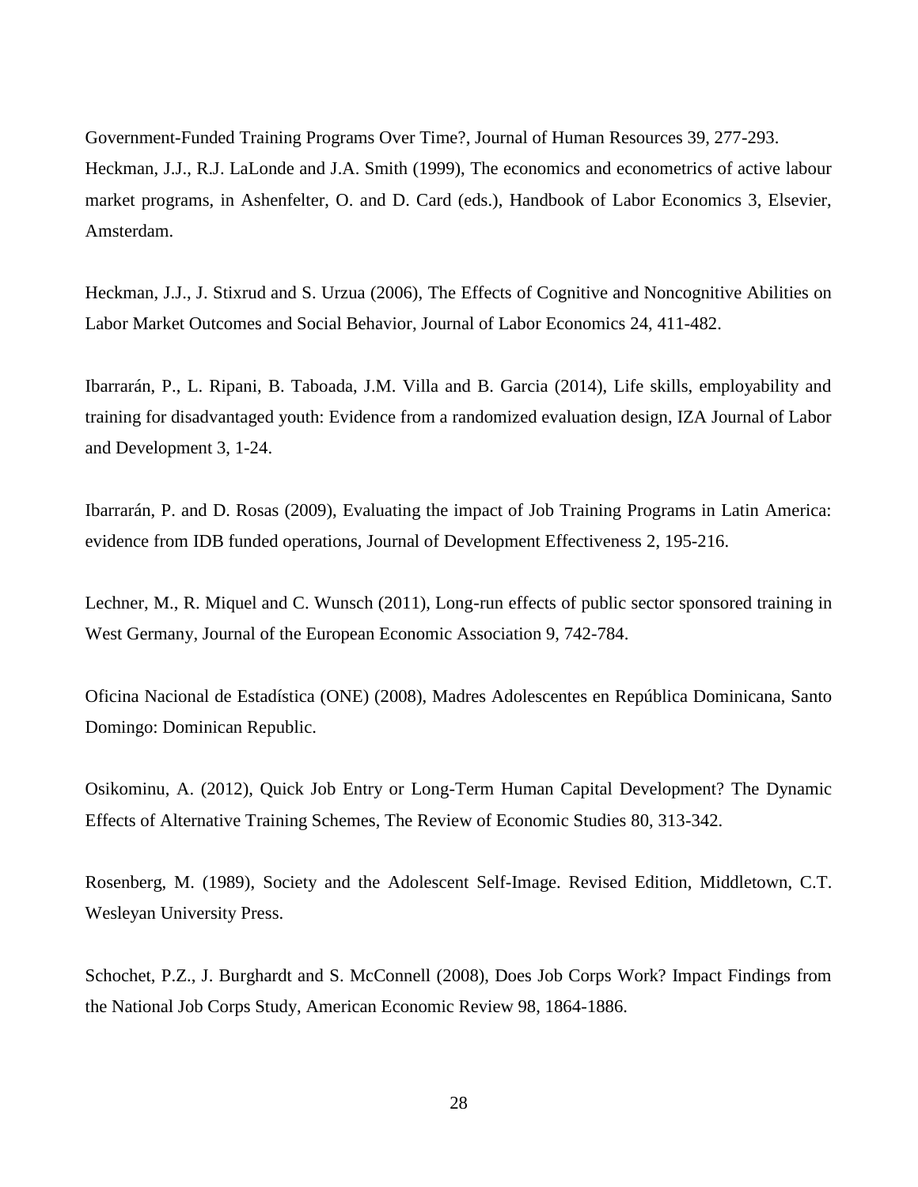Government-Funded Training Programs Over Time?, Journal of Human Resources 39, 277-293.
Heckman, J.J., R.J. LaLonde and J.A. Smith (1999), The economics and econometrics of active labour market programs, in Ashenfelter, O. and D. Card (eds.), Handbook of Labor Economics 3, Elsevier, Amsterdam.

Heckman, J.J., J. Stixrud and S. Urzua (2006), The Effects of Cognitive and Noncognitive Abilities on Labor Market Outcomes and Social Behavior, Journal of Labor Economics 24, 411-482.

Ibarrarán, P., L. Ripani, B. Taboada, J.M. Villa and B. Garcia (2014), Life skills, employability and training for disadvantaged youth: Evidence from a randomized evaluation design, IZA Journal of Labor and Development 3, 1-24.

Ibarrarán, P. and D. Rosas (2009), Evaluating the impact of Job Training Programs in Latin America: evidence from IDB funded operations, Journal of Development Effectiveness 2, 195-216.

Lechner, M., R. Miquel and C. Wunsch (2011), Long-run effects of public sector sponsored training in West Germany, Journal of the European Economic Association 9, 742-784.

Oficina Nacional de Estadística (ONE) (2008), Madres Adolescentes en República Dominicana, Santo Domingo: Dominican Republic.

Osikominu, A. (2012), Quick Job Entry or Long-Term Human Capital Development? The Dynamic Effects of Alternative Training Schemes, The Review of Economic Studies 80, 313-342.

Rosenberg, M. (1989), Society and the Adolescent Self-Image. Revised Edition, Middletown, C.T. Wesleyan University Press.

Schochet, P.Z., J. Burghardt and S. McConnell (2008), Does Job Corps Work? Impact Findings from the National Job Corps Study, American Economic Review 98, 1864-1886.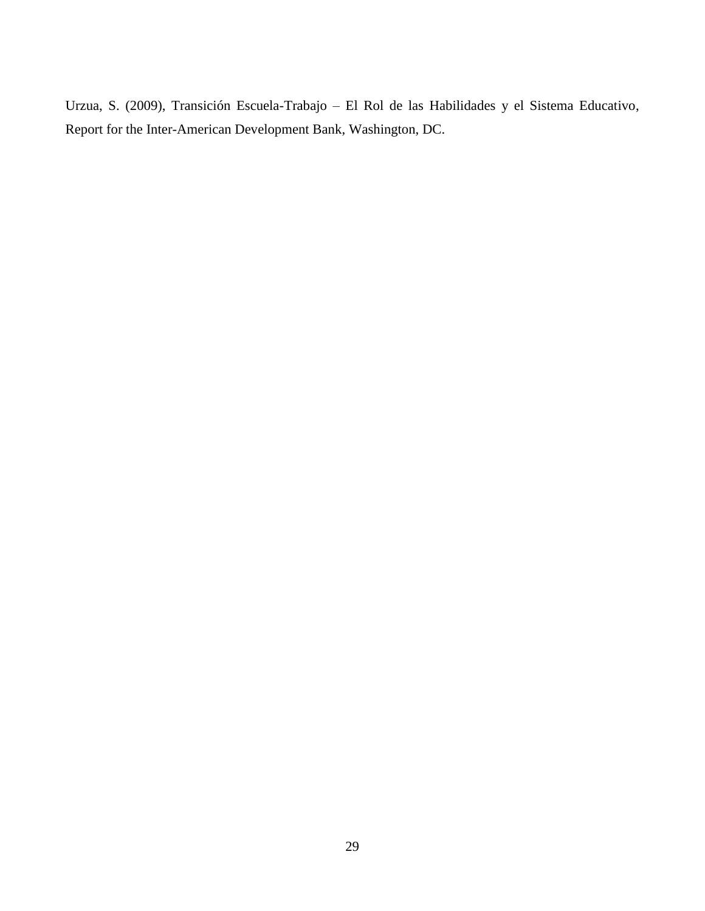Urzua, S. (2009), Transición Escuela-Trabajo – El Rol de las Habilidades y el Sistema Educativo, Report for the Inter-American Development Bank, Washington, DC.